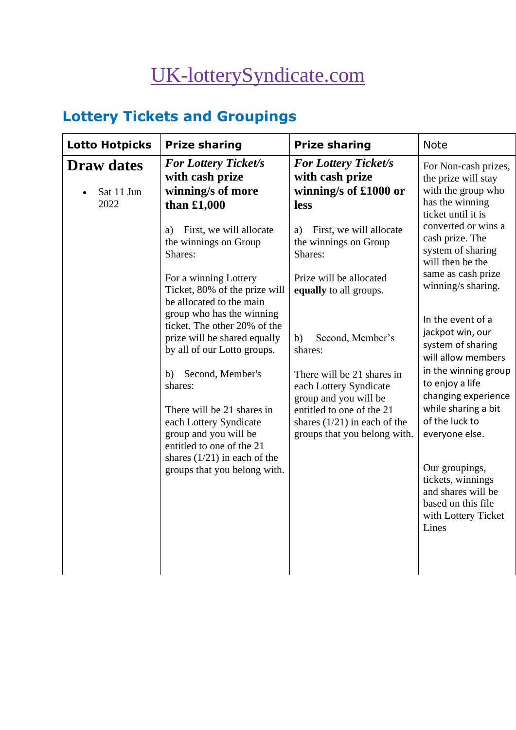# UK-lotterySyndicate.com

## Lottery Tickets and Groupings

| Lotto Hotpicks | Prize sharing | Prize sharing | Note |
|---|---|---|---|
| **Draw dates**<br><br>• Sat 11 Jun 2022 | ***For Lottery Ticket/s* with cash prize winning/s of more than £1,000**<br><br>a) First, we will allocate the winnings on Group Shares:<br><br>For a winning Lottery Ticket, 80% of the prize will be allocated to the main group who has the winning ticket. The other 20% of the prize will be shared equally by all of our Lotto groups.<br><br>b) Second, Member's shares:<br><br>There will be 21 shares in each Lottery Syndicate group and you will be entitled to one of the 21 shares (1/21) in each of the groups that you belong with. | ***For Lottery Ticket/s* with cash prize winning/s of £1000 or less**<br><br>a) First, we will allocate the winnings on Group Shares:<br><br>Prize will be allocated **equally** to all groups.<br><br>b) Second, Member's shares:<br><br>There will be 21 shares in each Lottery Syndicate group and you will be entitled to one of the 21 shares (1/21) in each of the groups that you belong with. | For Non-cash prizes, the prize will stay with the group who has the winning ticket until it is converted or wins a cash prize. The system of sharing will then be the same as cash prize winning/s sharing.<br><br>In the event of a jackpot win, our system of sharing will allow members in the winning group to enjoy a life changing experience while sharing a bit of the luck to everyone else.<br><br>Our groupings, tickets, winnings and shares will be based on this file with Lottery Ticket Lines |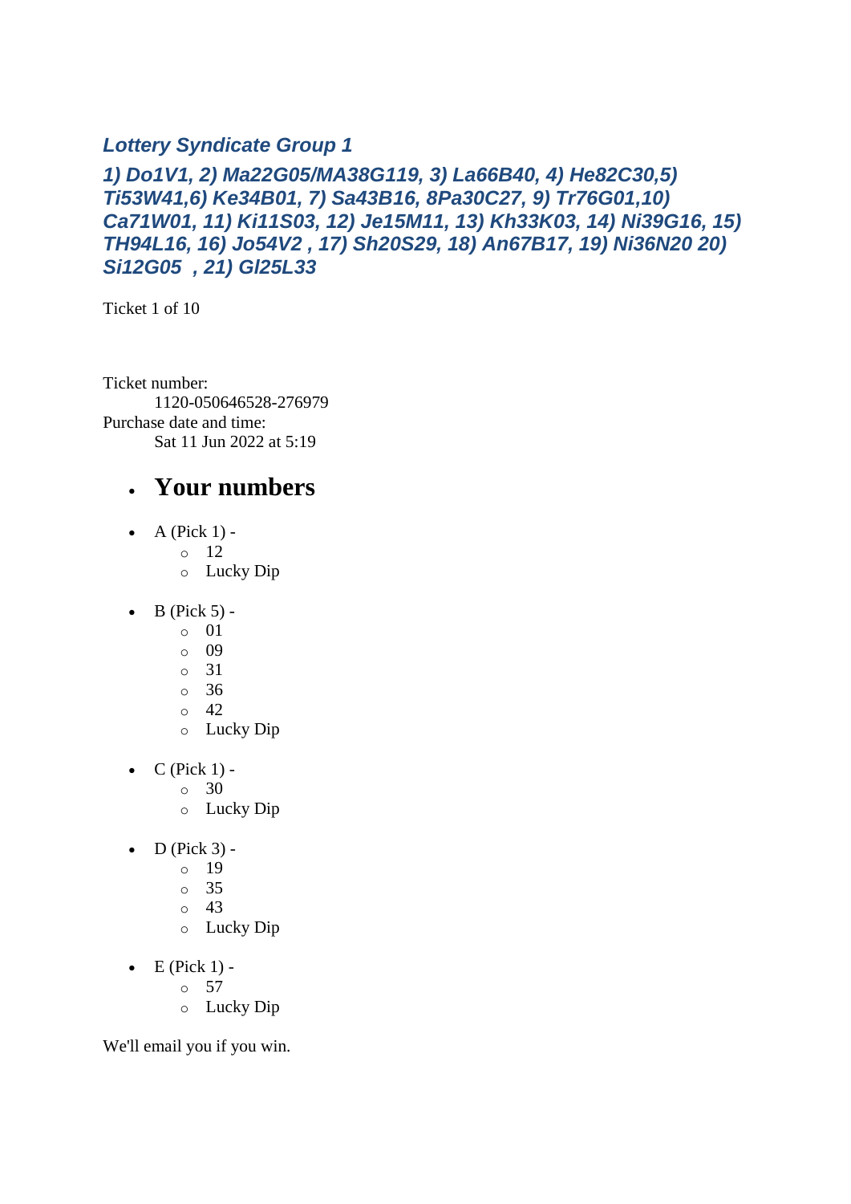### *Lottery Syndicate Group 1*

***1) Do1V1, 2) Ma22G05/MA38G119, 3) La66B40, 4) He82C30,5) Ti53W41,6) Ke34B01, 7) Sa43B16, 8Pa30C27, 9) Tr76G01,10) Ca71W01, 11) Ki11S03, 12) Je15M11, 13) Kh33K03, 14) Ni39G16, 15) TH94L16, 16) Jo54V2 , 17) Sh20S29, 18) An67B17, 19) Ni36N20 20) Si12G05  , 21) Gl25L33***

Ticket 1 of 10

Ticket number:
    1120-050646528-276979
Purchase date and time:
    Sat 11 Jun 2022 at 5:19

- ## Your numbers

- A (Pick 1) -
  - 12
  - Lucky Dip

- B (Pick 5) -
  - 01
  - 09
  - 31
  - 36
  - 42
  - Lucky Dip

- C (Pick 1) -
  - 30
  - Lucky Dip

- D (Pick 3) -
  - 19
  - 35
  - 43
  - Lucky Dip

- E (Pick 1) -
  - 57
  - Lucky Dip

We'll email you if you win.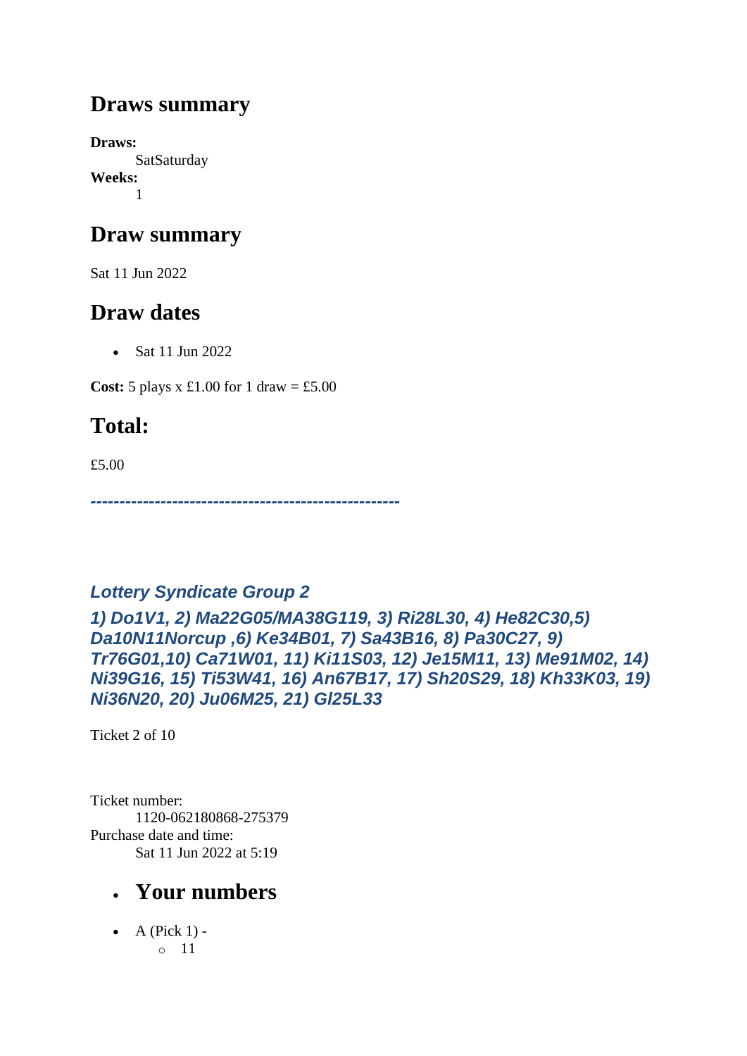## Draws summary

**Draws:**
  SatSaturday
**Weeks:**
  1

## Draw summary

Sat 11 Jun 2022

## Draw dates

- Sat 11 Jun 2022

**Cost:** 5 plays x £1.00 for 1 draw = £5.00

## Total:

£5.00

***-----------------------------------------------------***

### *Lottery Syndicate Group 2*

### *1) Do1V1, 2) Ma22G05/MA38G119, 3) Ri28L30, 4) He82C30,5) Da10N11Norcup ,6) Ke34B01, 7) Sa43B16, 8) Pa30C27, 9) Tr76G01,10) Ca71W01, 11) Ki11S03, 12) Je15M11, 13) Me91M02, 14) Ni39G16, 15) Ti53W41, 16) An67B17, 17) Sh20S29, 18) Kh33K03, 19) Ni36N20, 20) Ju06M25, 21) Gl25L33*

Ticket 2 of 10

Ticket number:
  1120-062180868-275379
Purchase date and time:
  Sat 11 Jun 2022 at 5:19

- ## Your numbers

- A (Pick 1) -
  - 11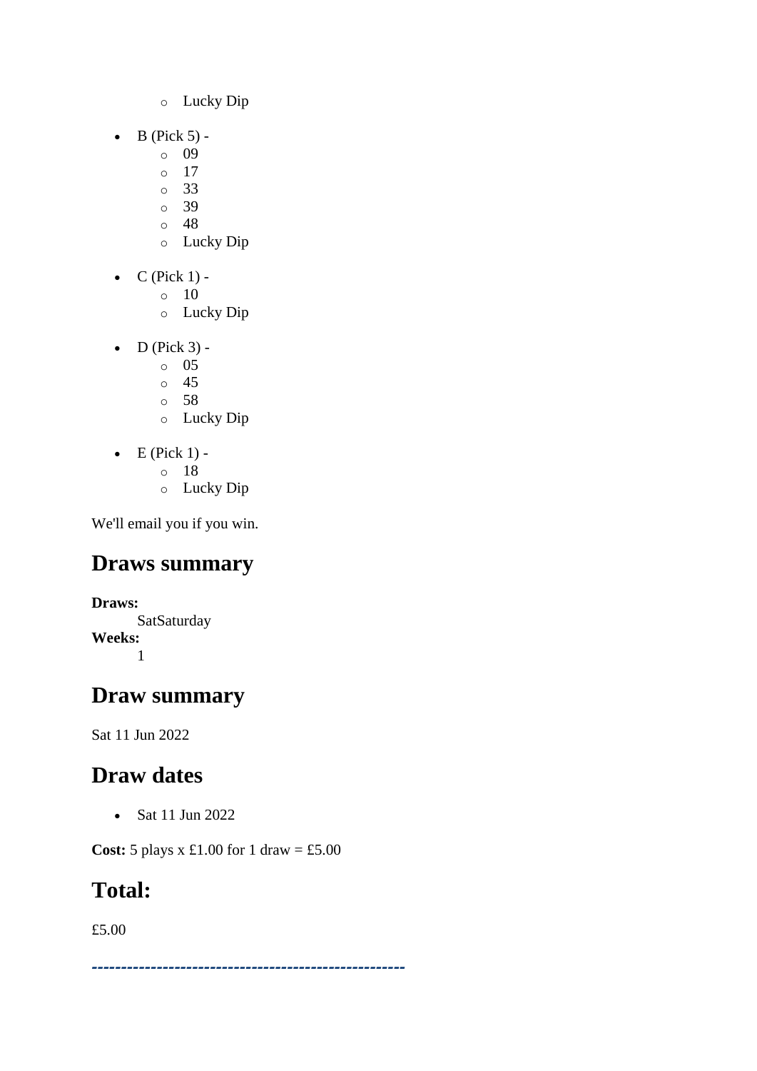- Lucky Dip

- B (Pick 5) -
    - 09
    - 17
    - 33
    - 39
    - 48
    - Lucky Dip

- C (Pick 1) -
    - 10
    - Lucky Dip

- D (Pick 3) -
    - 05
    - 45
    - 58
    - Lucky Dip

- E (Pick 1) -
    - 18
    - Lucky Dip

We'll email you if you win.

## Draws summary

**Draws:**
SatSaturday
**Weeks:**
1

## Draw summary

Sat 11 Jun 2022

## Draw dates

- Sat 11 Jun 2022

**Cost:** 5 plays x £1.00 for 1 draw = £5.00

## Total:

£5.00

***------------------------------------------------------***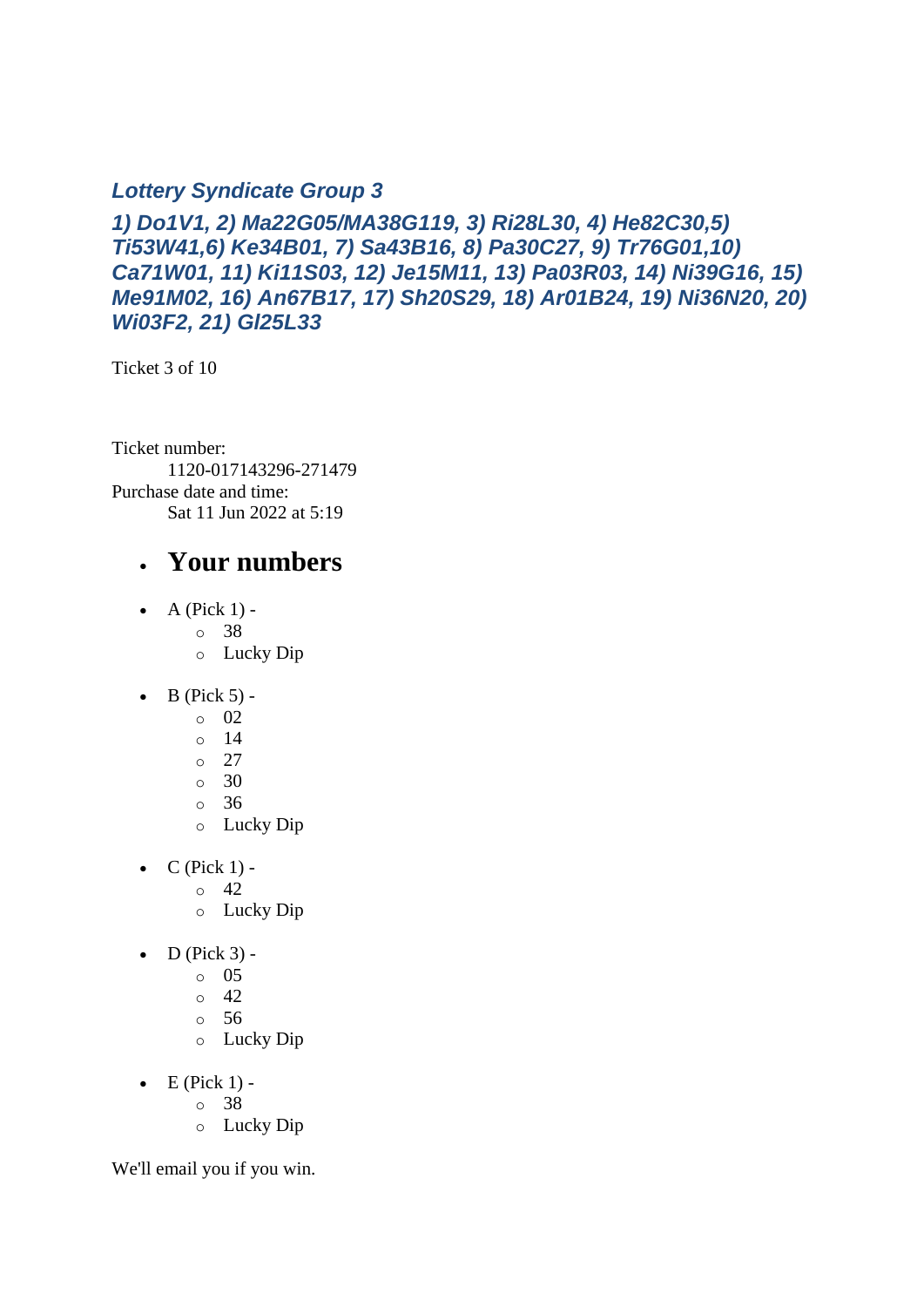### *Lottery Syndicate Group 3*

### *1) Do1V1, 2) Ma22G05/MA38G119, 3) Ri28L30, 4) He82C30,5) Ti53W41,6) Ke34B01, 7) Sa43B16, 8) Pa30C27, 9) Tr76G01,10) Ca71W01, 11) Ki11S03, 12) Je15M11, 13) Pa03R03, 14) Ni39G16, 15) Me91M02, 16) An67B17, 17) Sh20S29, 18) Ar01B24, 19) Ni36N20, 20) Wi03F2, 21) Gl25L33*

Ticket 3 of 10

Ticket number:
: 1120-017143296-271479

Purchase date and time:
: Sat 11 Jun 2022 at 5:19

- ## Your numbers

- A (Pick 1) -
  - 38
  - Lucky Dip
- B (Pick 5) -
  - 02
  - 14
  - 27
  - 30
  - 36
  - Lucky Dip
- C (Pick 1) -
  - 42
  - Lucky Dip
- D (Pick 3) -
  - 05
  - 42
  - 56
  - Lucky Dip
- E (Pick 1) -
  - 38
  - Lucky Dip

We'll email you if you win.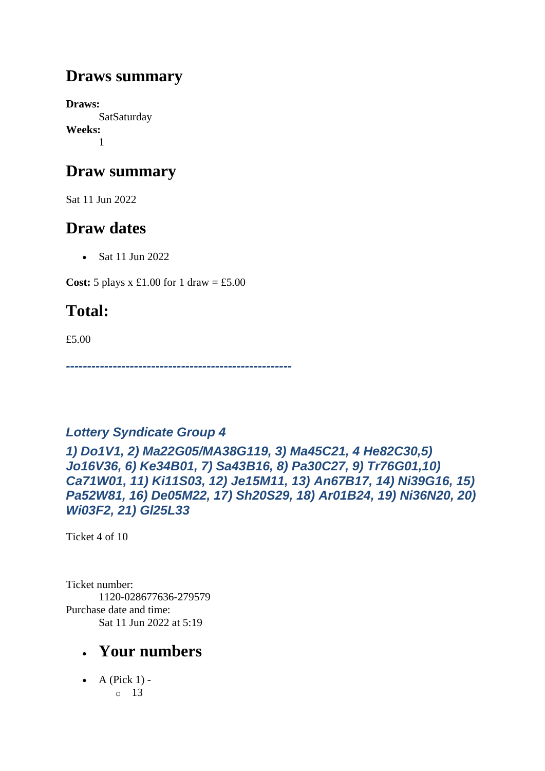## Draws summary

**Draws:**
SatSaturday
**Weeks:**
1

## Draw summary

Sat 11 Jun 2022

## Draw dates

- Sat 11 Jun 2022

**Cost:** 5 plays x £1.00 for 1 draw = £5.00

## Total:

£5.00

***-----------------------------------------------------***

### *Lottery Syndicate Group 4*

### *1) Do1V1, 2) Ma22G05/MA38G119, 3) Ma45C21, 4 He82C30,5) Jo16V36, 6) Ke34B01, 7) Sa43B16, 8) Pa30C27, 9) Tr76G01,10) Ca71W01, 11) Ki11S03, 12) Je15M11, 13) An67B17, 14) Ni39G16, 15) Pa52W81, 16) De05M22, 17) Sh20S29, 18) Ar01B24, 19) Ni36N20, 20) Wi03F2, 21) Gl25L33*

Ticket 4 of 10

Ticket number:
1120-028677636-279579
Purchase date and time:
Sat 11 Jun 2022 at 5:19

- ## Your numbers

- A (Pick 1) -
  - 13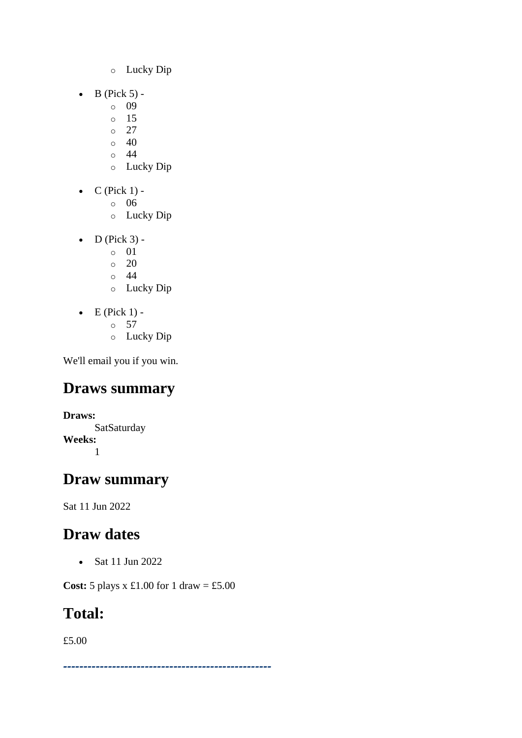- Lucky Dip

- B (Pick 5) -
  - 09
  - 15
  - 27
  - 40
  - 44
  - Lucky Dip

- C (Pick 1) -
  - 06
  - Lucky Dip

- D (Pick 3) -
  - 01
  - 20
  - 44
  - Lucky Dip

- E (Pick 1) -
  - 57
  - Lucky Dip

We'll email you if you win.

## Draws summary

**Draws:**
SatSaturday
**Weeks:**
1

## Draw summary

Sat 11 Jun 2022

## Draw dates

- Sat 11 Jun 2022

**Cost:** 5 plays x £1.00 for 1 draw = £5.00

## Total:

£5.00

---------------------------------------------------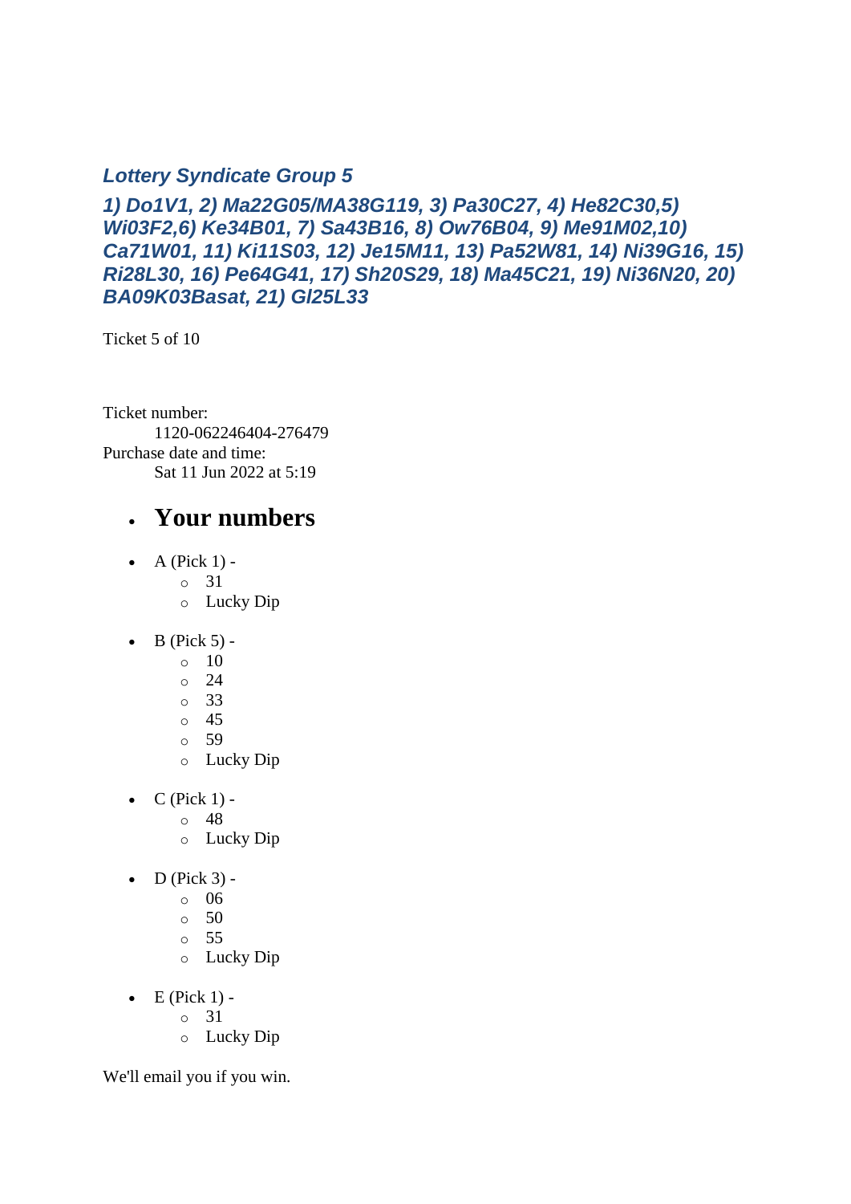### *Lottery Syndicate Group 5*

### *1) Do1V1, 2) Ma22G05/MA38G119, 3) Pa30C27, 4) He82C30,5) Wi03F2,6) Ke34B01, 7) Sa43B16, 8) Ow76B04, 9) Me91M02,10) Ca71W01, 11) Ki11S03, 12) Je15M11, 13) Pa52W81, 14) Ni39G16, 15) Ri28L30, 16) Pe64G41, 17) Sh20S29, 18) Ma45C21, 19) Ni36N20, 20) BA09K03Basat, 21) Gl25L33*

Ticket 5 of 10

Ticket number:
: 1120-062246404-276479

Purchase date and time:
: Sat 11 Jun 2022 at 5:19

- ## Your numbers

- A (Pick 1) -
  - 31
  - Lucky Dip
- B (Pick 5) -
  - 10
  - 24
  - 33
  - 45
  - 59
  - Lucky Dip
- C (Pick 1) -
  - 48
  - Lucky Dip
- D (Pick 3) -
  - 06
  - 50
  - 55
  - Lucky Dip
- E (Pick 1) -
  - 31
  - Lucky Dip

We'll email you if you win.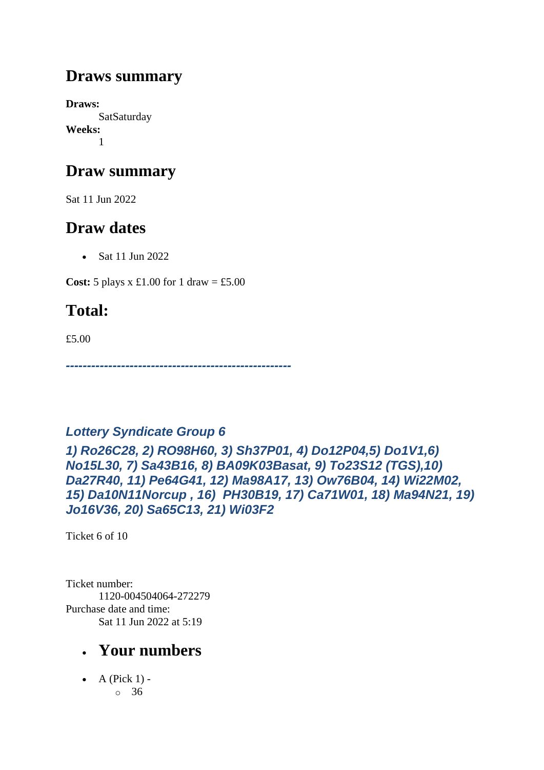## Draws summary

**Draws:**
SatSaturday
**Weeks:**
1

## Draw summary

Sat 11 Jun 2022

## Draw dates

- Sat 11 Jun 2022

**Cost:** 5 plays x £1.00 for 1 draw = £5.00

## Total:

£5.00

***-----------------------------------------------------***

***Lottery Syndicate Group 6***

***1) Ro26C28, 2) RO98H60, 3) Sh37P01, 4) Do12P04,5) Do1V1,6) No15L30, 7) Sa43B16, 8) BA09K03Basat, 9) To23S12 (TGS),10) Da27R40, 11) Pe64G41, 12) Ma98A17, 13) Ow76B04, 14) Wi22M02, 15) Da10N11Norcup , 16) PH30B19, 17) Ca71W01, 18) Ma94N21, 19) Jo16V36, 20) Sa65C13, 21) Wi03F2***

Ticket 6 of 10

Ticket number:
1120-004504064-272279
Purchase date and time:
Sat 11 Jun 2022 at 5:19

- ## Your numbers

- A (Pick 1) -
  - 36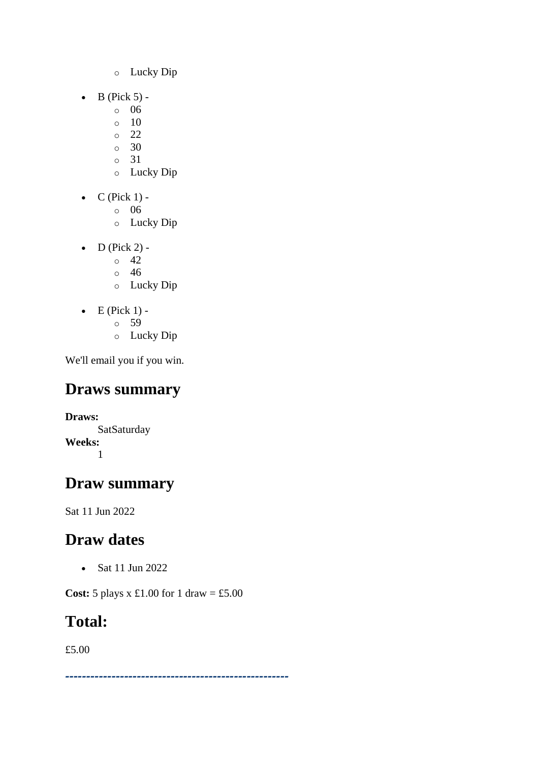- Lucky Dip

- B (Pick 5) -
    - 06
    - 10
    - 22
    - 30
    - 31
    - Lucky Dip

- C (Pick 1) -
    - 06
    - Lucky Dip

- D (Pick 2) -
    - 42
    - 46
    - Lucky Dip

- E (Pick 1) -
    - 59
    - Lucky Dip

We'll email you if you win.

## Draws summary

**Draws:**
SatSaturday
**Weeks:**
1

## Draw summary

Sat 11 Jun 2022

## Draw dates

- Sat 11 Jun 2022

**Cost:** 5 plays x £1.00 for 1 draw = £5.00

## Total:

£5.00

***----------------------------------------------------***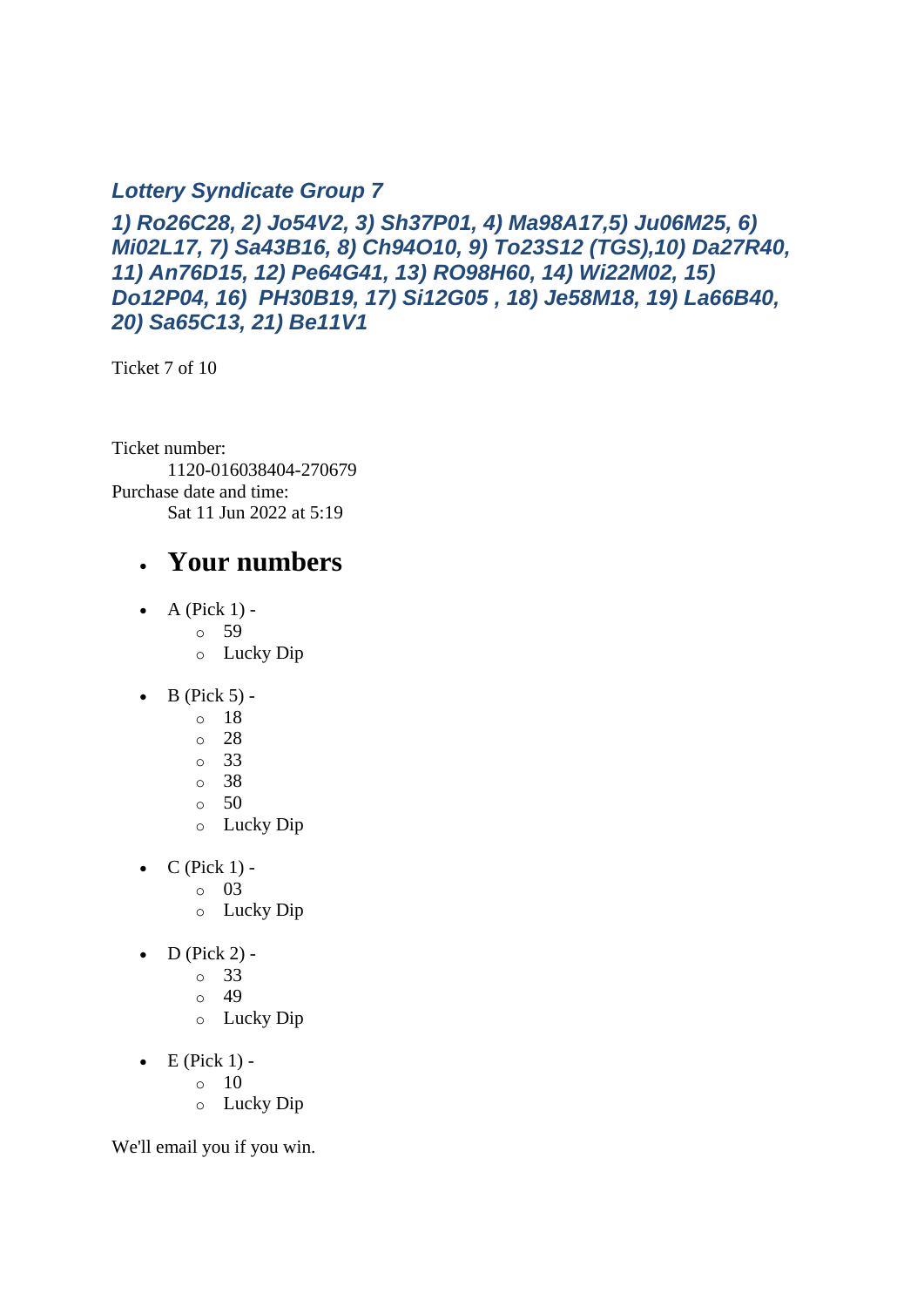### *Lottery Syndicate Group 7*

***1) Ro26C28, 2) Jo54V2, 3) Sh37P01, 4) Ma98A17,5) Ju06M25, 6) Mi02L17, 7) Sa43B16, 8) Ch94O10, 9) To23S12 (TGS),10) Da27R40, 11) An76D15, 12) Pe64G41, 13) RO98H60, 14) Wi22M02, 15) Do12P04, 16) PH30B19, 17) Si12G05 , 18) Je58M18, 19) La66B40, 20) Sa65C13, 21) Be11V1***

Ticket 7 of 10

Ticket number:
    1120-016038404-270679
Purchase date and time:
    Sat 11 Jun 2022 at 5:19

- ## Your numbers

- A (Pick 1) -
  - 59
  - Lucky Dip
- B (Pick 5) -
  - 18
  - 28
  - 33
  - 38
  - 50
  - Lucky Dip
- C (Pick 1) -
  - 03
  - Lucky Dip
- D (Pick 2) -
  - 33
  - 49
  - Lucky Dip
- E (Pick 1) -
  - 10
  - Lucky Dip

We'll email you if you win.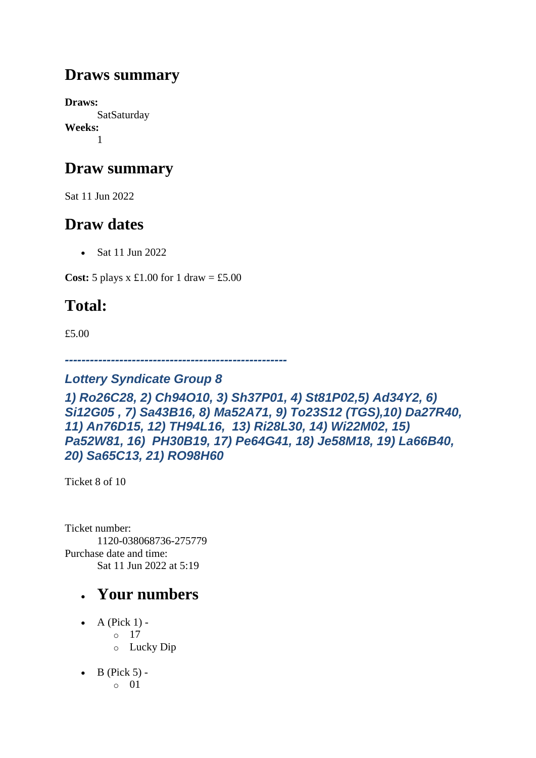## Draws summary

**Draws:**
SatSaturday
**Weeks:**
1

## Draw summary

Sat 11 Jun 2022

## Draw dates

- Sat 11 Jun 2022

**Cost:** 5 plays x £1.00 for 1 draw = £5.00

## Total:

£5.00

***-----------------------------------------------------***

### ***Lottery Syndicate Group 8***

### ***1) Ro26C28, 2) Ch94O10, 3) Sh37P01, 4) St81P02,5) Ad34Y2, 6) Si12G05 , 7) Sa43B16, 8) Ma52A71, 9) To23S12 (TGS),10) Da27R40, 11) An76D15, 12) TH94L16, 13) Ri28L30, 14) Wi22M02, 15) Pa52W81, 16) PH30B19, 17) Pe64G41, 18) Je58M18, 19) La66B40, 20) Sa65C13, 21) RO98H60***

Ticket 8 of 10

Ticket number:
1120-038068736-275779
Purchase date and time:
Sat 11 Jun 2022 at 5:19

- ## Your numbers

- A (Pick 1) -
  - 17
  - Lucky Dip
- B (Pick 5) -
  - 01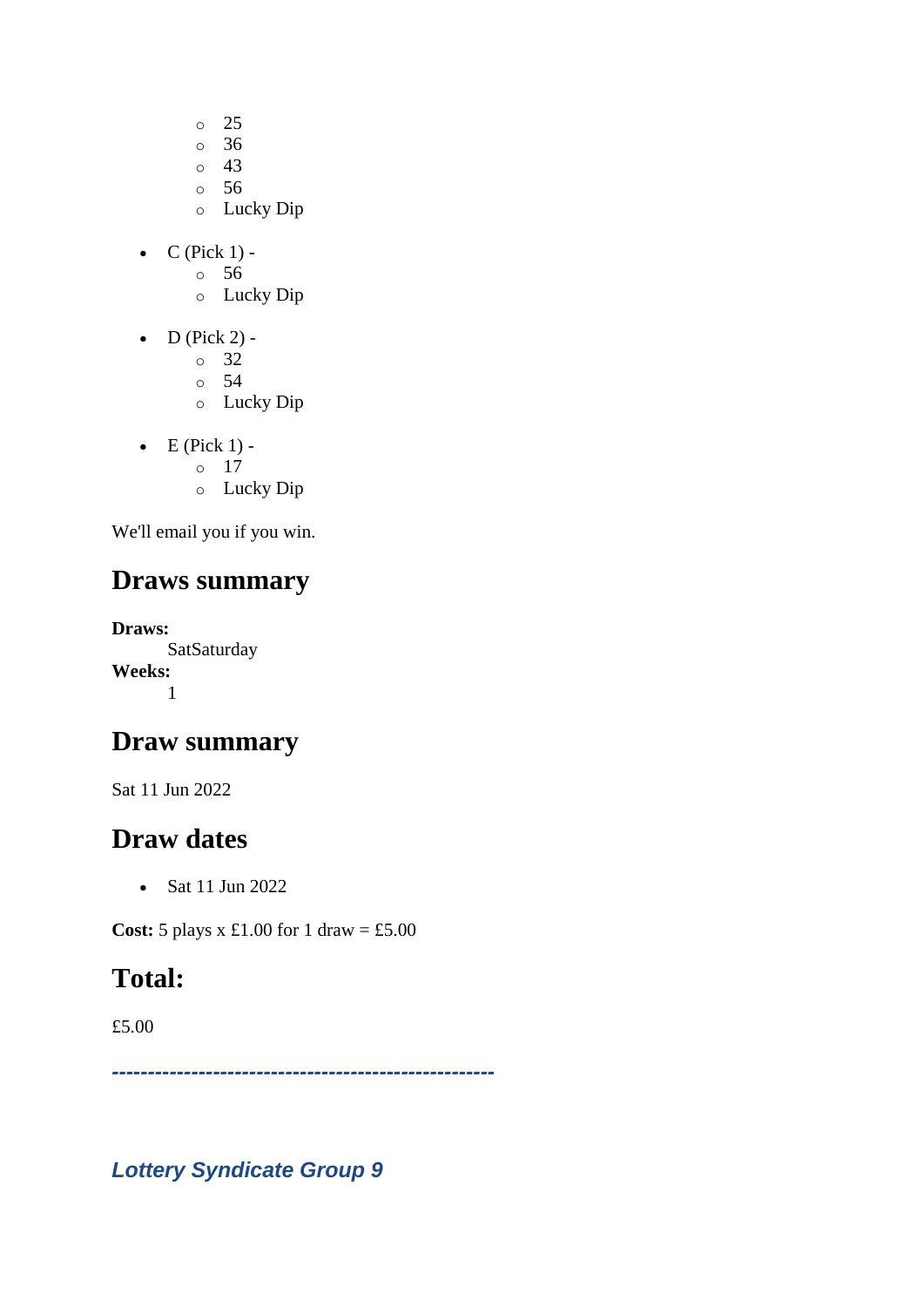- 25
    - 36
    - 43
    - 56
    - Lucky Dip

- C (Pick 1) -
    - 56
    - Lucky Dip
- D (Pick 2) -
    - 32
    - 54
    - Lucky Dip
- E (Pick 1) -
    - 17
    - Lucky Dip

We'll email you if you win.

## Draws summary

**Draws:**
SatSaturday
**Weeks:**
1

## Draw summary

Sat 11 Jun 2022

## Draw dates

- Sat 11 Jun 2022

**Cost:** 5 plays x £1.00 for 1 draw = £5.00

## Total:

£5.00

***----------------------------------------------------***

***Lottery Syndicate Group 9***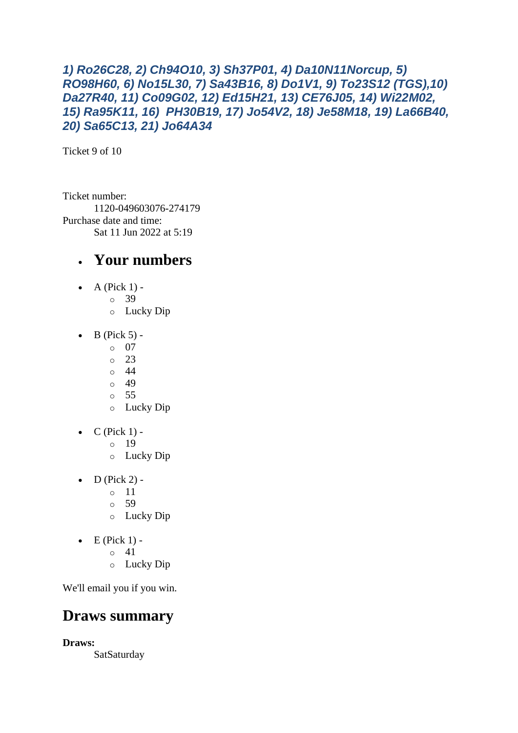***1) Ro26C28, 2) Ch94O10, 3) Sh37P01, 4) Da10N11Norcup, 5) RO98H60, 6) No15L30, 7) Sa43B16, 8) Do1V1, 9) To23S12 (TGS),10) Da27R40, 11) Co09G02, 12) Ed15H21, 13) CE76J05, 14) Wi22M02, 15) Ra95K11, 16) PH30B19, 17) Jo54V2, 18) Je58M18, 19) La66B40, 20) Sa65C13, 21) Jo64A34***

Ticket 9 of 10

Ticket number:
    1120-049603076-274179
Purchase date and time:
    Sat 11 Jun 2022 at 5:19

- ## Your numbers

- A (Pick 1) -
  - 39
  - Lucky Dip

- B (Pick 5) -
  - 07
  - 23
  - 44
  - 49
  - 55
  - Lucky Dip

- C (Pick 1) -
  - 19
  - Lucky Dip

- D (Pick 2) -
  - 11
  - 59
  - Lucky Dip

- E (Pick 1) -
  - 41
  - Lucky Dip

We'll email you if you win.

## Draws summary

**Draws:**
    SatSaturday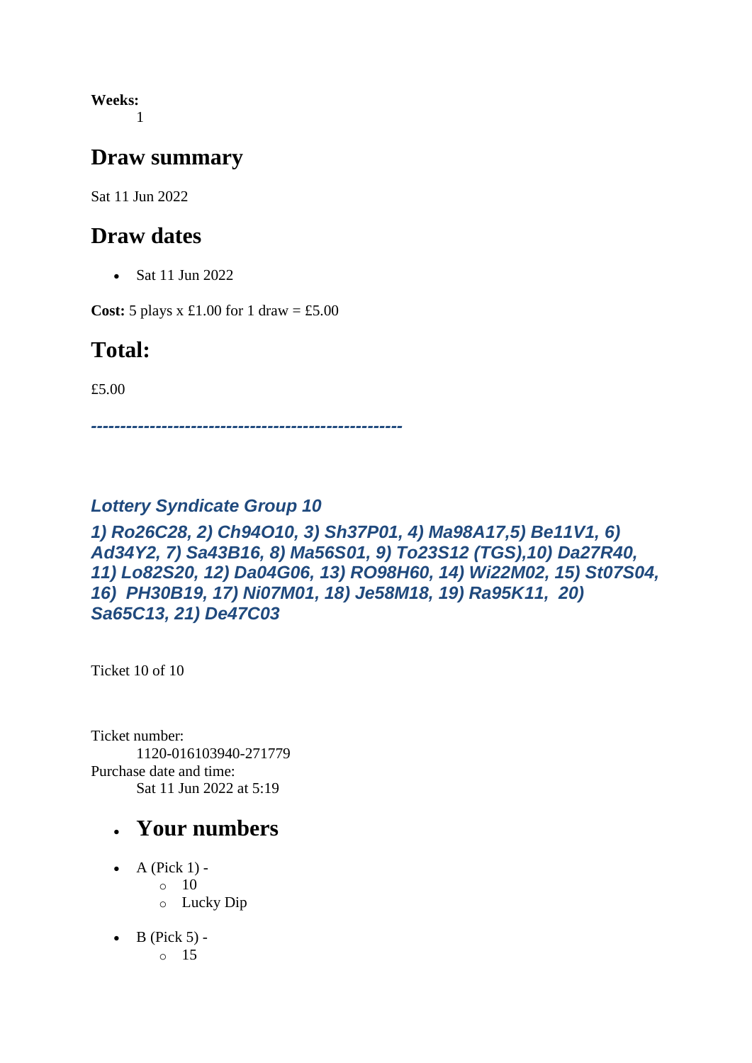**Weeks:**
1

## Draw summary

Sat 11 Jun 2022

## Draw dates

- Sat 11 Jun 2022

**Cost:** 5 plays x £1.00 for 1 draw = £5.00

## Total:

£5.00

***-----------------------------------------------------***

### *Lottery Syndicate Group 10*

### *1) Ro26C28, 2) Ch94O10, 3) Sh37P01, 4) Ma98A17,5) Be11V1, 6) Ad34Y2, 7) Sa43B16, 8) Ma56S01, 9) To23S12 (TGS),10) Da27R40, 11) Lo82S20, 12) Da04G06, 13) RO98H60, 14) Wi22M02, 15) St07S04, 16) PH30B19, 17) Ni07M01, 18) Je58M18, 19) Ra95K11, 20) Sa65C13, 21) De47C03*

Ticket 10 of 10

Ticket number:
1120-016103940-271779
Purchase date and time:
Sat 11 Jun 2022 at 5:19

- ## Your numbers

- A (Pick 1) -
  - 10
  - Lucky Dip

- B (Pick 5) -
  - 15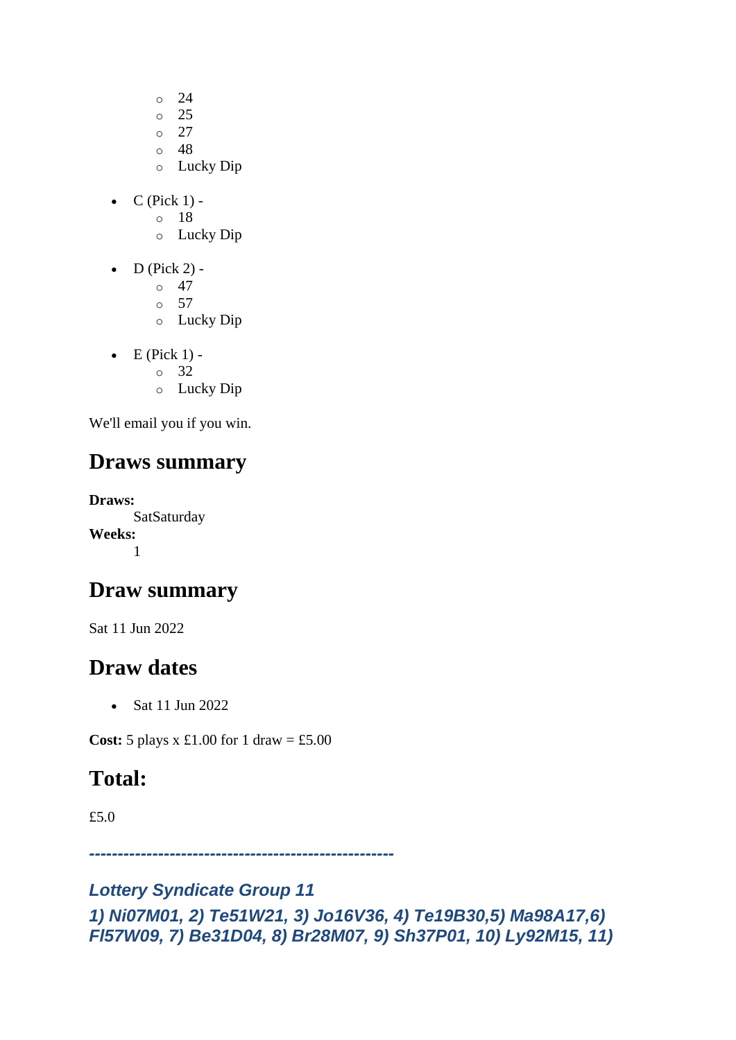- 24
    - 25
    - 27
    - 48
    - Lucky Dip

- C (Pick 1) -
    - 18
    - Lucky Dip
- D (Pick 2) -
    - 47
    - 57
    - Lucky Dip
- E (Pick 1) -
    - 32
    - Lucky Dip

We'll email you if you win.

## Draws summary

**Draws:**
: SatSaturday

**Weeks:**
: 1

## Draw summary

Sat 11 Jun 2022

## Draw dates

- Sat 11 Jun 2022

**Cost:** 5 plays x £1.00 for 1 draw = £5.00

## Total:

£5.0

***---------------------------------------------------***

***Lottery Syndicate Group 11***

***1) Ni07M01, 2) Te51W21, 3) Jo16V36, 4) Te19B30,5) Ma98A17,6) Fl57W09, 7) Be31D04, 8) Br28M07, 9) Sh37P01, 10) Ly92M15, 11)***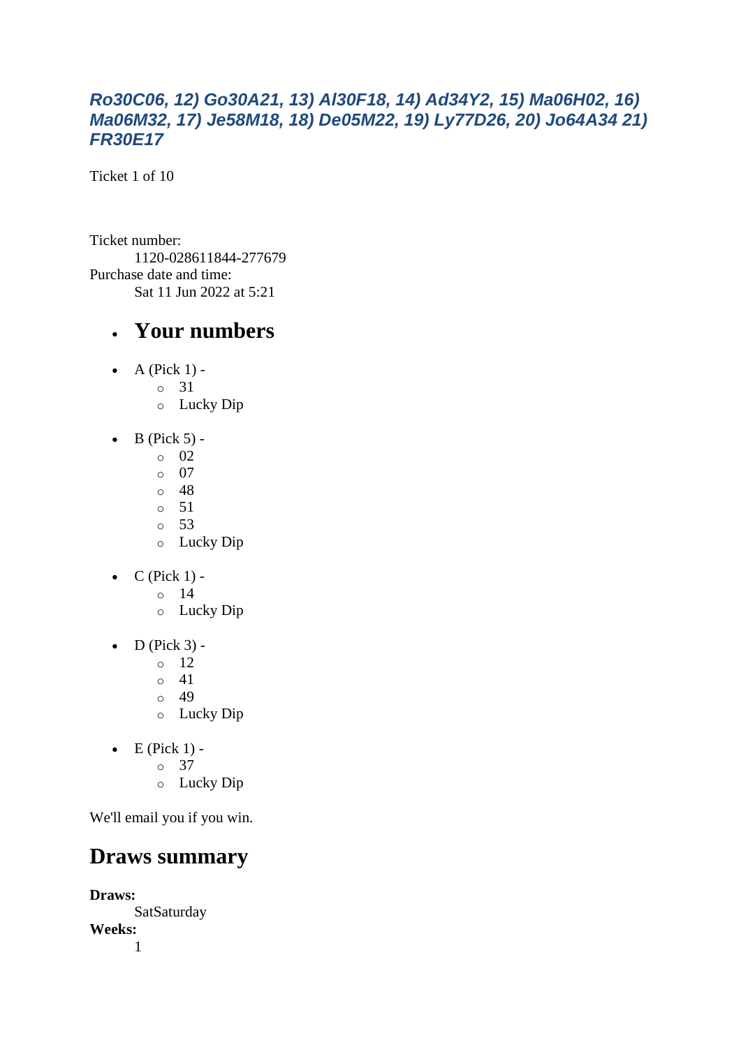***Ro30C06, 12) Go30A21, 13) Al30F18, 14) Ad34Y2, 15) Ma06H02, 16) Ma06M32, 17) Je58M18, 18) De05M22, 19) Ly77D26, 20) Jo64A34 21) FR30E17***

Ticket 1 of 10

Ticket number:
    1120-028611844-277679
Purchase date and time:
    Sat 11 Jun 2022 at 5:21

- ## Your numbers

- A (Pick 1) -
    - 31
    - Lucky Dip
- B (Pick 5) -
    - 02
    - 07
    - 48
    - 51
    - 53
    - Lucky Dip
- C (Pick 1) -
    - 14
    - Lucky Dip
- D (Pick 3) -
    - 12
    - 41
    - 49
    - Lucky Dip
- E (Pick 1) -
    - 37
    - Lucky Dip

We'll email you if you win.

## Draws summary

**Draws:**
    SatSaturday
**Weeks:**
    1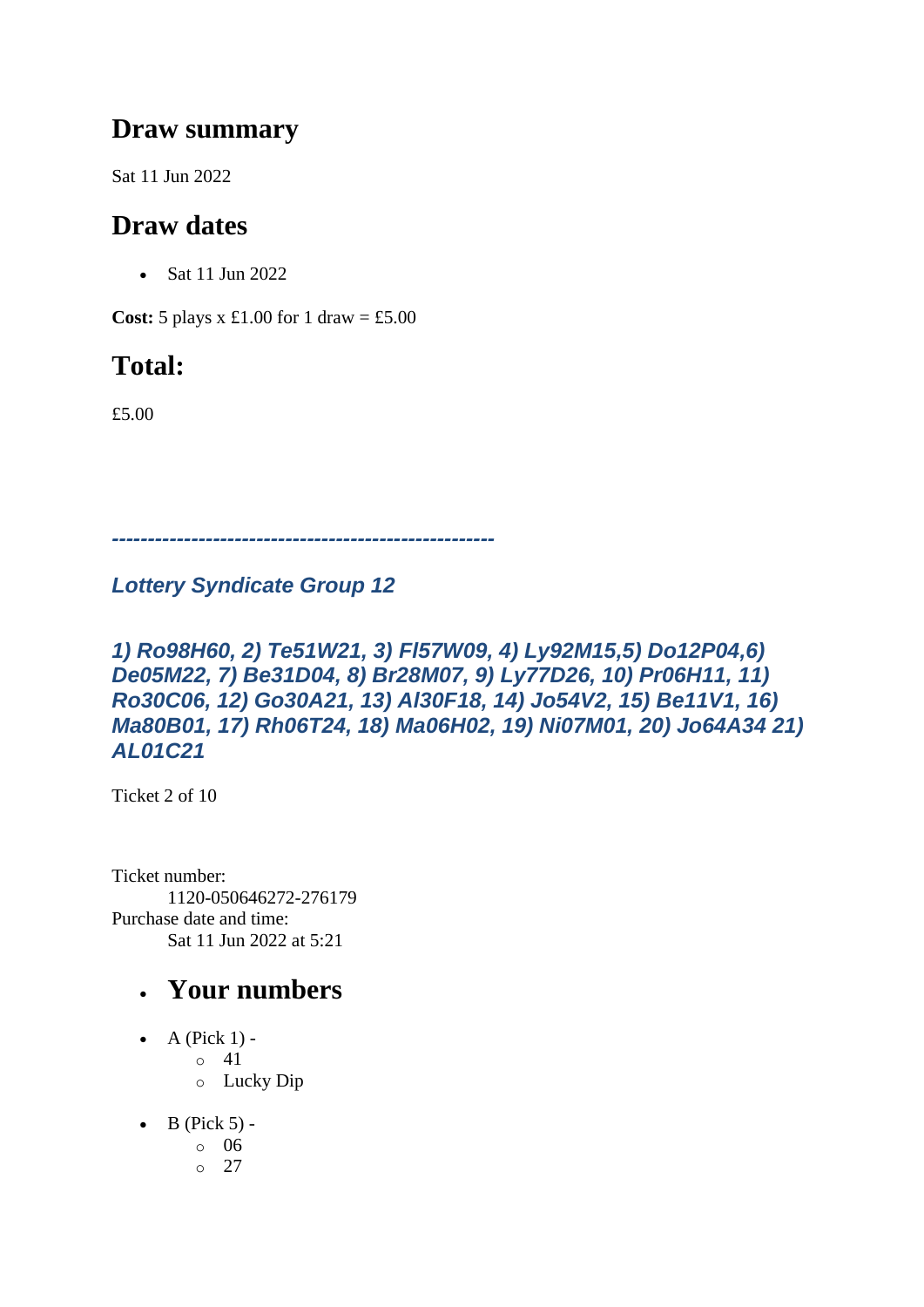## Draw summary

Sat 11 Jun 2022

## Draw dates

- Sat 11 Jun 2022

**Cost:** 5 plays x £1.00 for 1 draw = £5.00

## Total:

£5.00

***-----------------------------------------------------***

***Lottery Syndicate Group 12***

***1) Ro98H60, 2) Te51W21, 3) Fl57W09, 4) Ly92M15,5) Do12P04,6) De05M22, 7) Be31D04, 8) Br28M07, 9) Ly77D26, 10) Pr06H11, 11) Ro30C06, 12) Go30A21, 13) Al30F18, 14) Jo54V2, 15) Be11V1, 16) Ma80B01, 17) Rh06T24, 18) Ma06H02, 19) Ni07M01, 20) Jo64A34 21) AL01C21***

Ticket 2 of 10

Ticket number:
    1120-050646272-276179
Purchase date and time:
    Sat 11 Jun 2022 at 5:21

- ## Your numbers

- A (Pick 1) -
  - 41
  - Lucky Dip
- B (Pick 5) -
  - 06
  - 27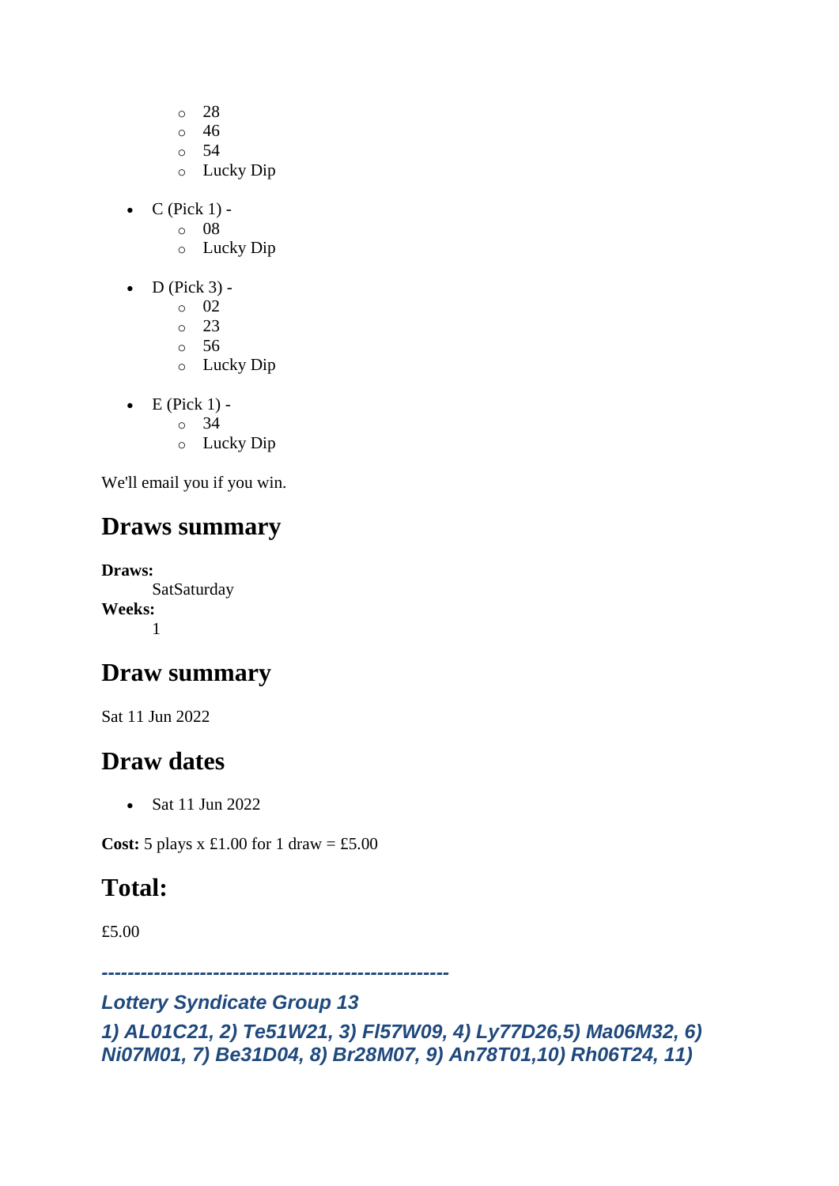- 28
  - 46
  - 54
  - Lucky Dip

- C (Pick 1) -
  - 08
  - Lucky Dip

- D (Pick 3) -
  - 02
  - 23
  - 56
  - Lucky Dip

- E (Pick 1) -
  - 34
  - Lucky Dip

We'll email you if you win.

## Draws summary

**Draws:**
SatSaturday

**Weeks:**
1

## Draw summary

Sat 11 Jun 2022

## Draw dates

- Sat 11 Jun 2022

**Cost:** 5 plays x £1.00 for 1 draw = £5.00

## Total:

£5.00

***-----------------------------------------------------***

***Lottery Syndicate Group 13***

***1) AL01C21, 2) Te51W21, 3) Fl57W09, 4) Ly77D26,5) Ma06M32, 6) Ni07M01, 7) Be31D04, 8) Br28M07, 9) An78T01,10) Rh06T24, 11)***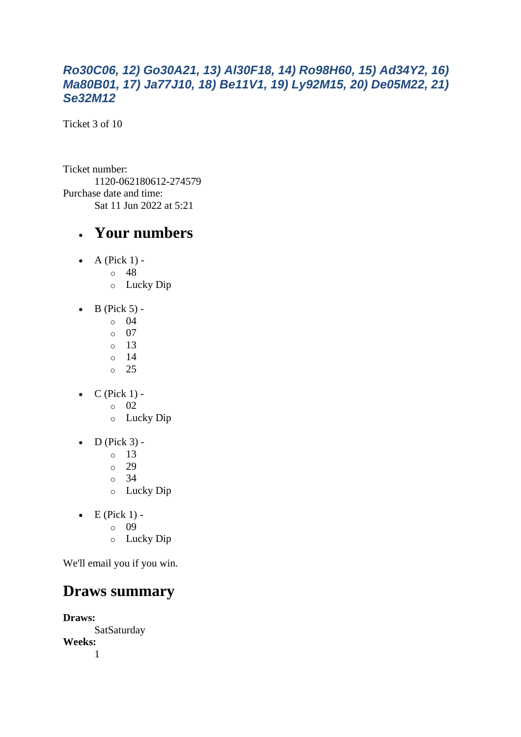***Ro30C06, 12) Go30A21, 13) Al30F18, 14) Ro98H60, 15) Ad34Y2, 16) Ma80B01, 17) Ja77J10, 18) Be11V1, 19) Ly92M15, 20) De05M22, 21) Se32M12***

Ticket 3 of 10

Ticket number:
    1120-062180612-274579
Purchase date and time:
    Sat 11 Jun 2022 at 5:21

- # Your numbers

- A (Pick 1) -
  - 48
  - Lucky Dip
- B (Pick 5) -
  - 04
  - 07
  - 13
  - 14
  - 25
- C (Pick 1) -
  - 02
  - Lucky Dip
- D (Pick 3) -
  - 13
  - 29
  - 34
  - Lucky Dip
- E (Pick 1) -
  - 09
  - Lucky Dip

We'll email you if you win.

## Draws summary

**Draws:**
    SatSaturday
**Weeks:**
    1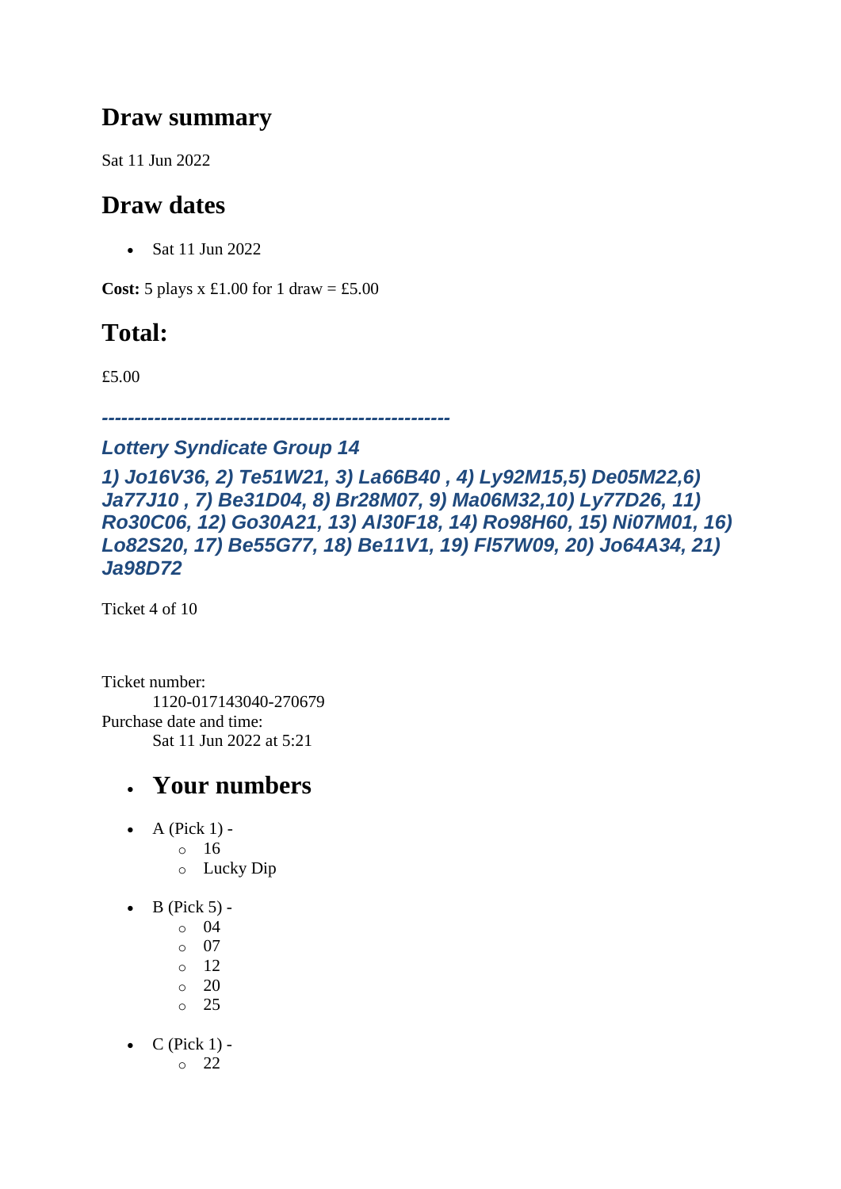## Draw summary

Sat 11 Jun 2022

## Draw dates

- Sat 11 Jun 2022

**Cost:** 5 plays x £1.00 for 1 draw = £5.00

## Total:

£5.00

***-----------------------------------------------------***

### *Lottery Syndicate Group 14*

### *1) Jo16V36, 2) Te51W21, 3) La66B40 , 4) Ly92M15,5) De05M22,6) Ja77J10 , 7) Be31D04, 8) Br28M07, 9) Ma06M32,10) Ly77D26, 11) Ro30C06, 12) Go30A21, 13) Al30F18, 14) Ro98H60, 15) Ni07M01, 16) Lo82S20, 17) Be55G77, 18) Be11V1, 19) Fl57W09, 20) Jo64A34, 21) Ja98D72*

Ticket 4 of 10

Ticket number:
 1120-017143040-270679
Purchase date and time:
 Sat 11 Jun 2022 at 5:21

- ## Your numbers

- A (Pick 1) -
  - 16
  - Lucky Dip
- B (Pick 5) -
  - 04
  - 07
  - 12
  - 20
  - 25
- C (Pick 1) -
  - 22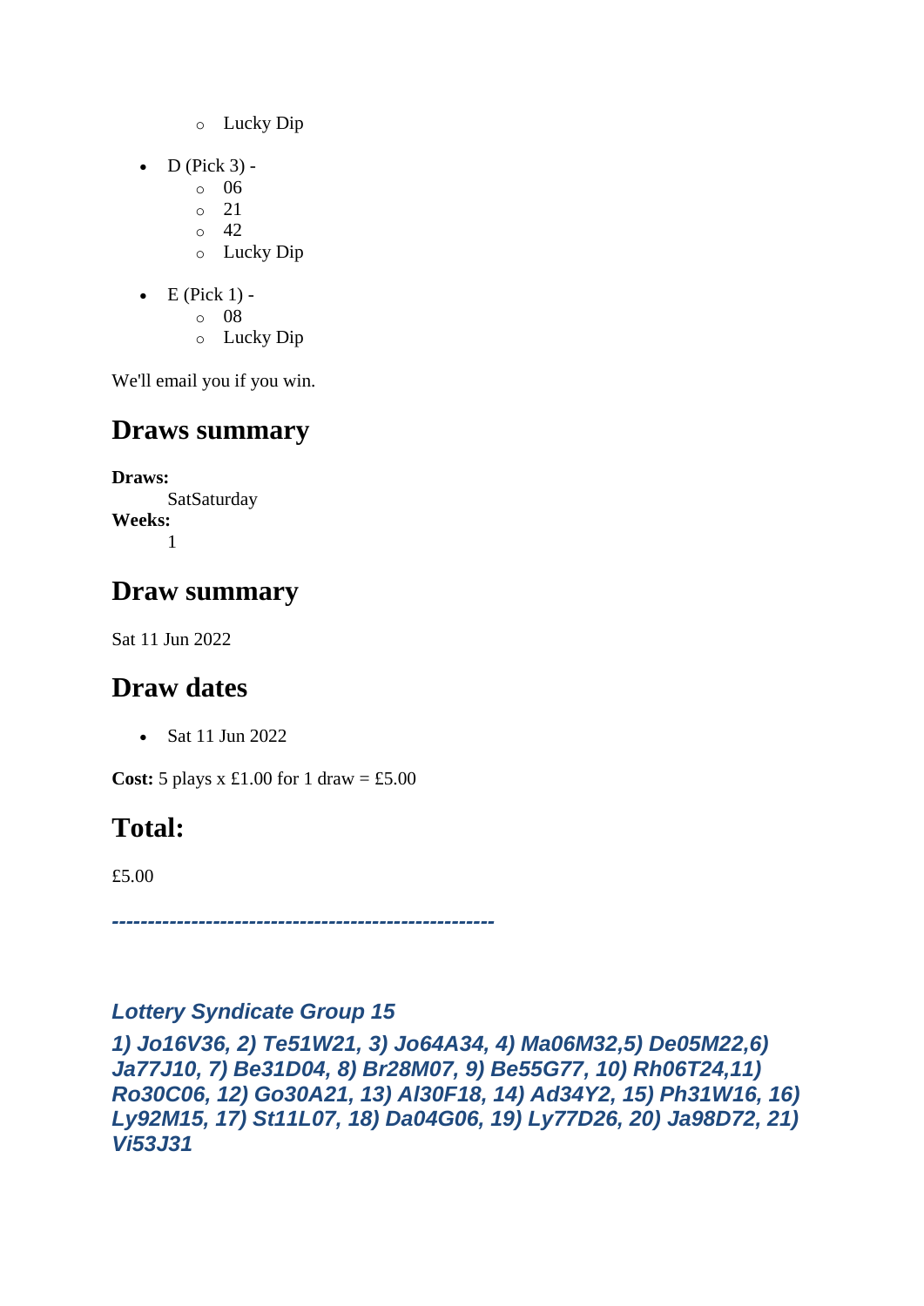- Lucky Dip

- D (Pick 3) -
    - 06
    - 21
    - 42
    - Lucky Dip

- E (Pick 1) -
    - 08
    - Lucky Dip

We'll email you if you win.

## Draws summary

**Draws:**
  SatSaturday
**Weeks:**
  1

## Draw summary

Sat 11 Jun 2022

## Draw dates

- Sat 11 Jun 2022

**Cost:** 5 plays x £1.00 for 1 draw = £5.00

## Total:

£5.00

***-----------------------------------------------------***

***Lottery Syndicate Group 15***

***1) Jo16V36, 2) Te51W21, 3) Jo64A34, 4) Ma06M32,5) De05M22,6) Ja77J10, 7) Be31D04, 8) Br28M07, 9) Be55G77, 10) Rh06T24,11) Ro30C06, 12) Go30A21, 13) Al30F18, 14) Ad34Y2, 15) Ph31W16, 16) Ly92M15, 17) St11L07, 18) Da04G06, 19) Ly77D26, 20) Ja98D72, 21) Vi53J31***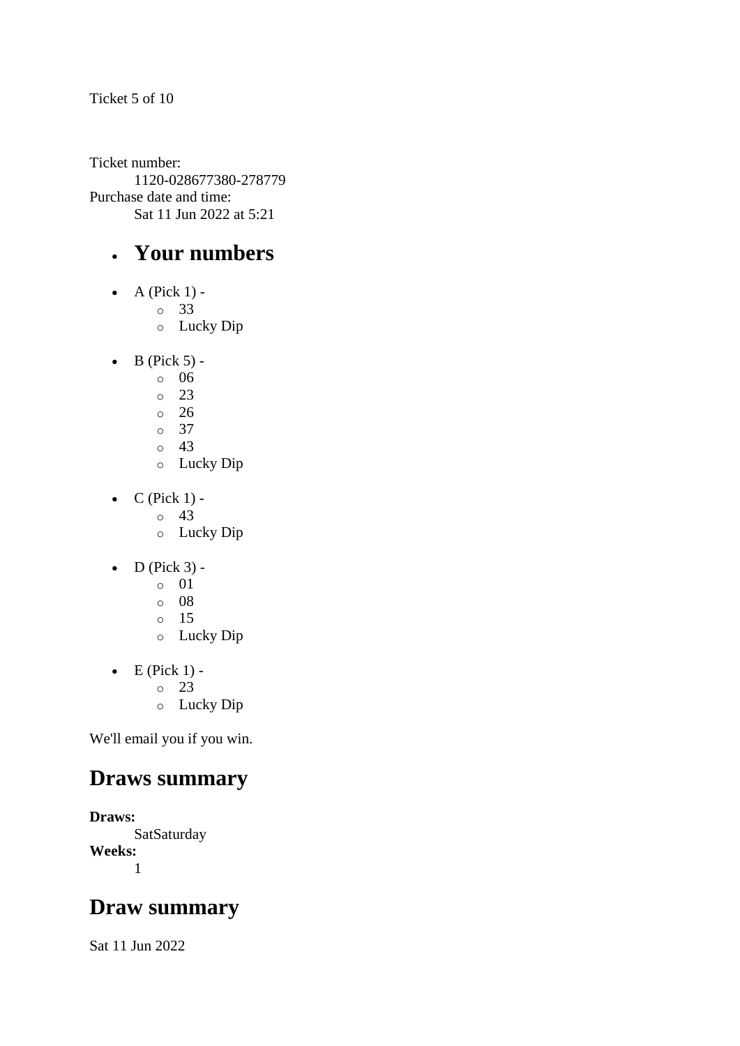Ticket 5 of 10

Ticket number:
    1120-028677380-278779
Purchase date and time:
    Sat 11 Jun 2022 at 5:21

- ## Your numbers

- A (Pick 1) -
    - 33
    - Lucky Dip
- B (Pick 5) -
    - 06
    - 23
    - 26
    - 37
    - 43
    - Lucky Dip
- C (Pick 1) -
    - 43
    - Lucky Dip
- D (Pick 3) -
    - 01
    - 08
    - 15
    - Lucky Dip
- E (Pick 1) -
    - 23
    - Lucky Dip

We'll email you if you win.

## Draws summary

**Draws:**
    SatSaturday
**Weeks:**
    1

## Draw summary

Sat 11 Jun 2022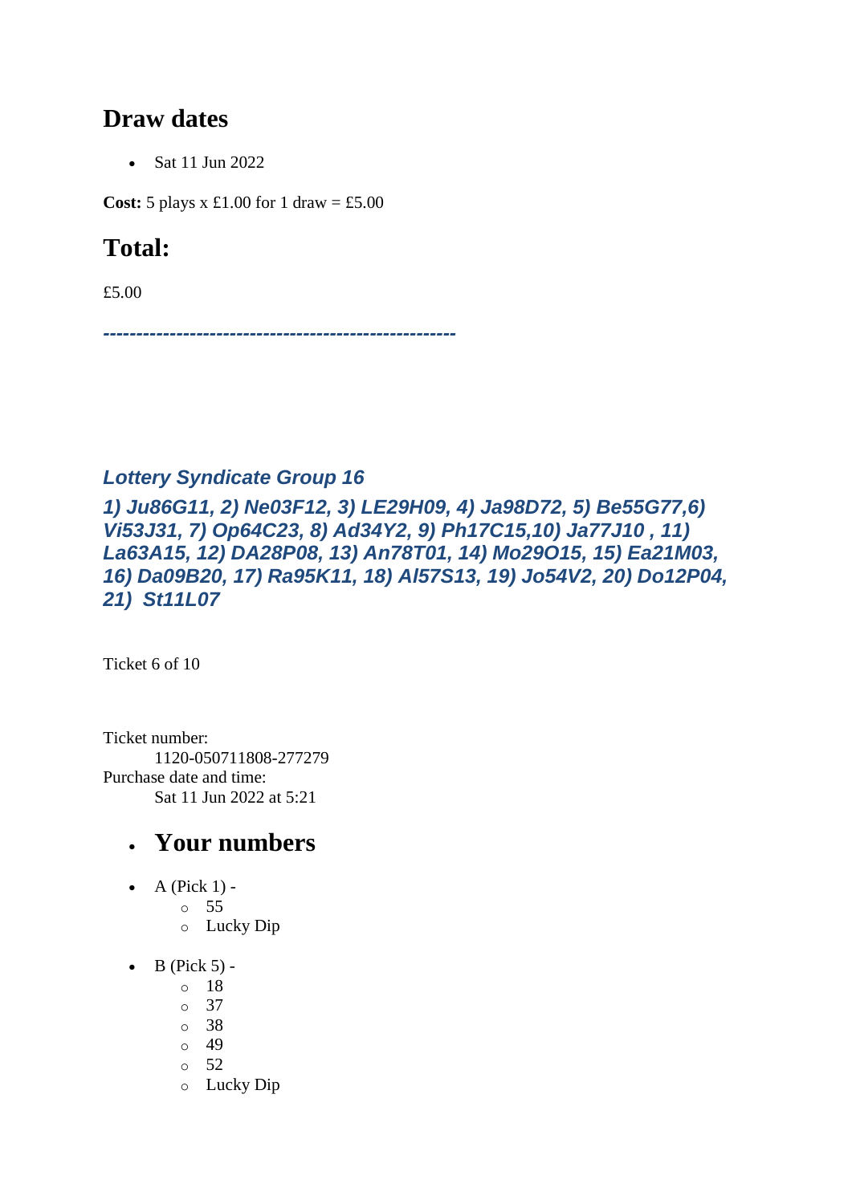## Draw dates

- Sat 11 Jun 2022

**Cost:** 5 plays x £1.00 for 1 draw = £5.00

## Total:

£5.00

***-----------------------------------------------------***

### *Lottery Syndicate Group 16*

***1) Ju86G11, 2) Ne03F12, 3) LE29H09, 4) Ja98D72, 5) Be55G77,6) Vi53J31, 7) Op64C23, 8) Ad34Y2, 9) Ph17C15,10) Ja77J10 , 11) La63A15, 12) DA28P08, 13) An78T01, 14) Mo29O15, 15) Ea21M03, 16) Da09B20, 17) Ra95K11, 18) Al57S13, 19) Jo54V2, 20) Do12P04, 21) St11L07***

Ticket 6 of 10

Ticket number:
    1120-050711808-277279
Purchase date and time:
    Sat 11 Jun 2022 at 5:21

- ## Your numbers

- A (Pick 1) -
    - 55
    - Lucky Dip

- B (Pick 5) -
    - 18
    - 37
    - 38
    - 49
    - 52
    - Lucky Dip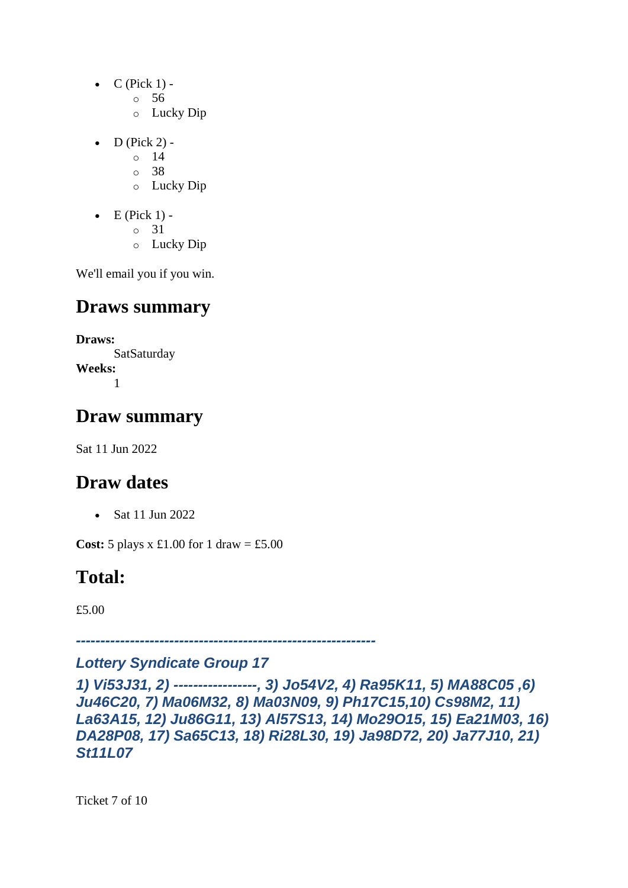- C (Pick 1) -
    - 56
    - Lucky Dip
- D (Pick 2) -
    - 14
    - 38
    - Lucky Dip
- E (Pick 1) -
    - 31
    - Lucky Dip

We'll email you if you win.

## Draws summary

**Draws:**
: SatSaturday

**Weeks:**
: 1

## Draw summary

Sat 11 Jun 2022

## Draw dates

- Sat 11 Jun 2022

**Cost:** 5 plays x £1.00 for 1 draw = £5.00

## Total:

£5.00

***-------------------------------------------------------------***

***Lottery Syndicate Group 17***

***1) Vi53J31, 2) -----------------, 3) Jo54V2, 4) Ra95K11, 5) MA88C05 ,6) Ju46C20, 7) Ma06M32, 8) Ma03N09, 9) Ph17C15,10) Cs98M2, 11) La63A15, 12) Ju86G11, 13) Al57S13, 14) Mo29O15, 15) Ea21M03, 16) DA28P08, 17) Sa65C13, 18) Ri28L30, 19) Ja98D72, 20) Ja77J10, 21) St11L07***

Ticket 7 of 10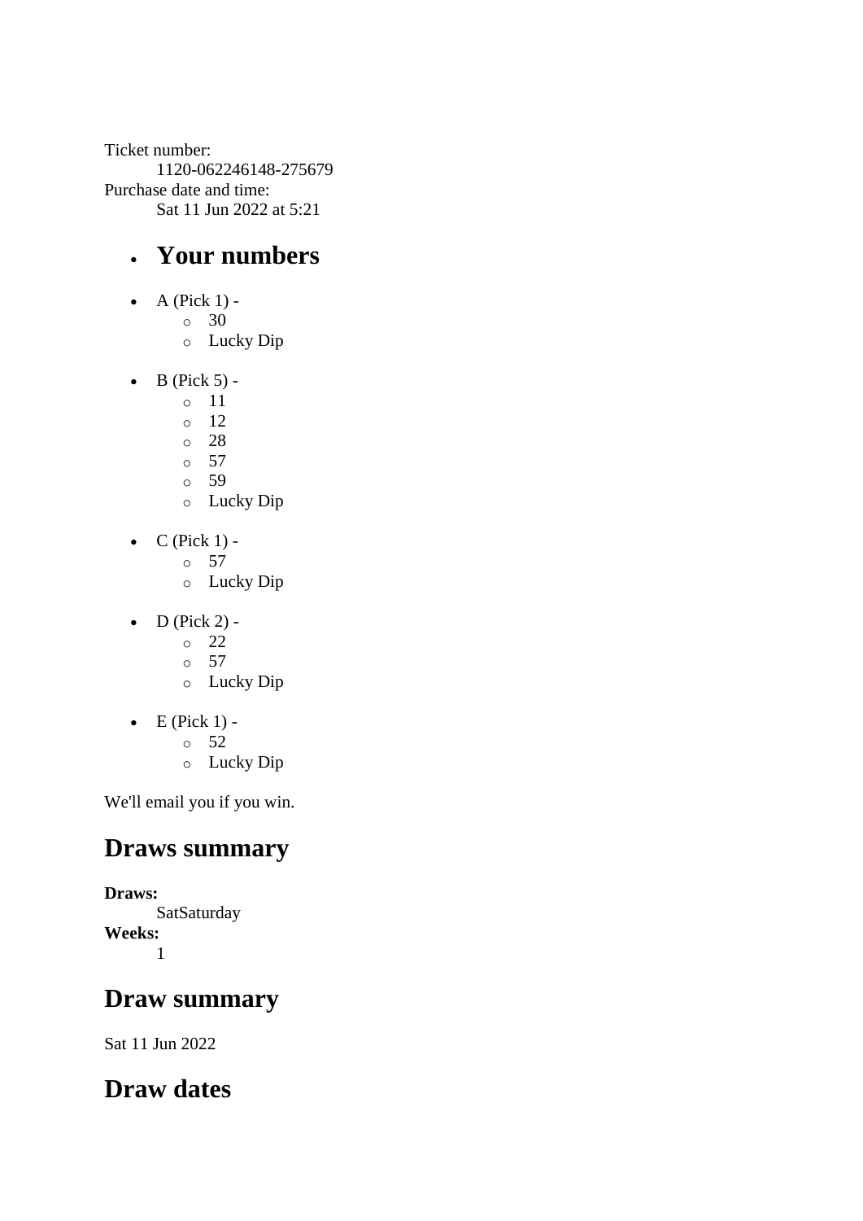Ticket number:
    1120-062246148-275679
Purchase date and time:
    Sat 11 Jun 2022 at 5:21

- ## Your numbers

- A (Pick 1) -
  - 30
  - Lucky Dip
- B (Pick 5) -
  - 11
  - 12
  - 28
  - 57
  - 59
  - Lucky Dip
- C (Pick 1) -
  - 57
  - Lucky Dip
- D (Pick 2) -
  - 22
  - 57
  - Lucky Dip
- E (Pick 1) -
  - 52
  - Lucky Dip

We'll email you if you win.

## Draws summary

**Draws:**
    SatSaturday
**Weeks:**
    1

## Draw summary

Sat 11 Jun 2022

## Draw dates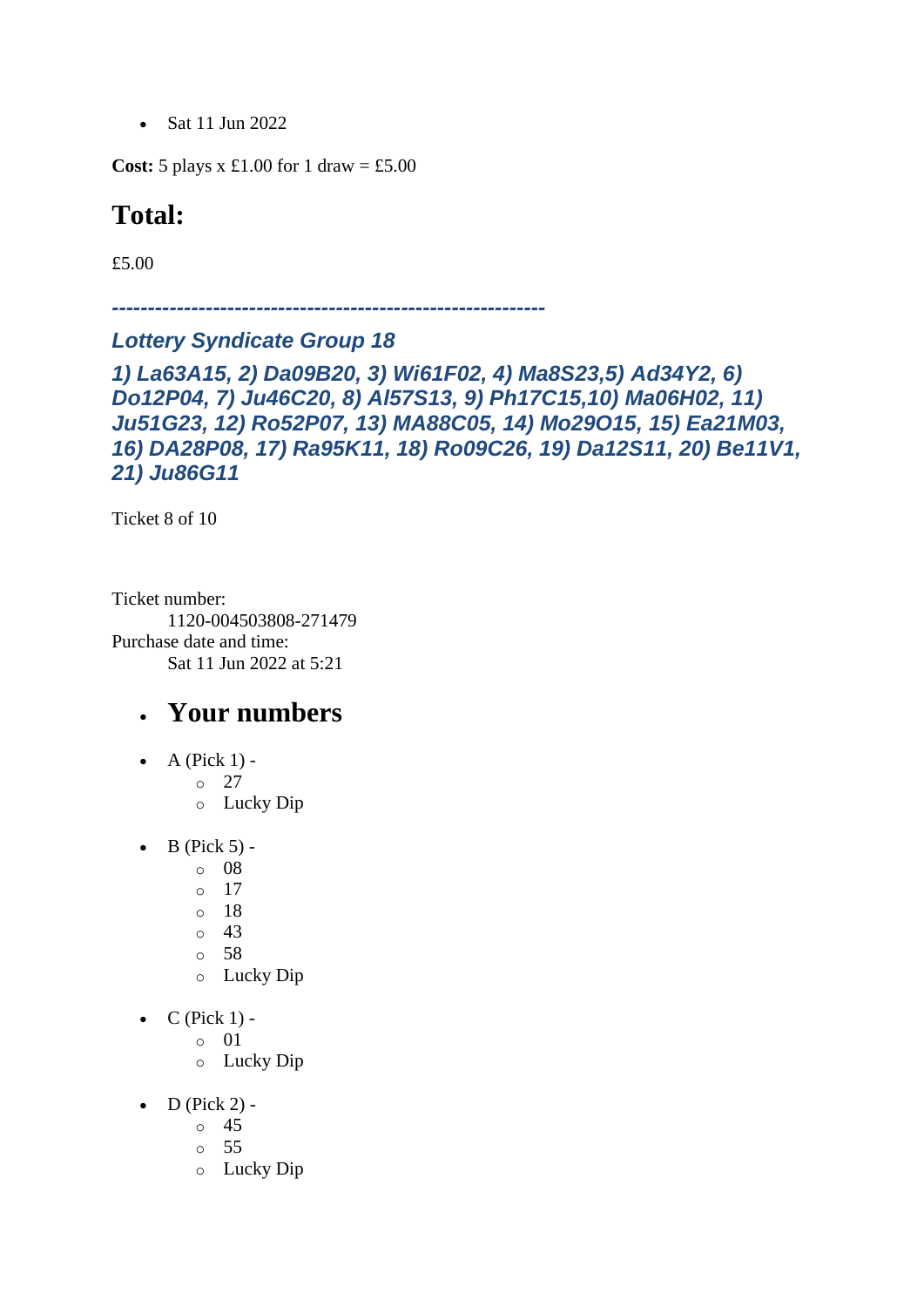- Sat 11 Jun 2022

**Cost:** 5 plays x £1.00 for 1 draw = £5.00

## Total:

£5.00

***------------------------------------------------------------***

### *Lottery Syndicate Group 18*

### *1) La63A15, 2) Da09B20, 3) Wi61F02, 4) Ma8S23,5) Ad34Y2, 6) Do12P04, 7) Ju46C20, 8) Al57S13, 9) Ph17C15,10) Ma06H02, 11) Ju51G23, 12) Ro52P07, 13) MA88C05, 14) Mo29O15, 15) Ea21M03, 16) DA28P08, 17) Ra95K11, 18) Ro09C26, 19) Da12S11, 20) Be11V1, 21) Ju86G11*

Ticket 8 of 10

Ticket number:
    1120-004503808-271479
Purchase date and time:
    Sat 11 Jun 2022 at 5:21

- ## Your numbers

- A (Pick 1) -
  - 27
  - Lucky Dip
- B (Pick 5) -
  - 08
  - 17
  - 18
  - 43
  - 58
  - Lucky Dip
- C (Pick 1) -
  - 01
  - Lucky Dip
- D (Pick 2) -
  - 45
  - 55
  - Lucky Dip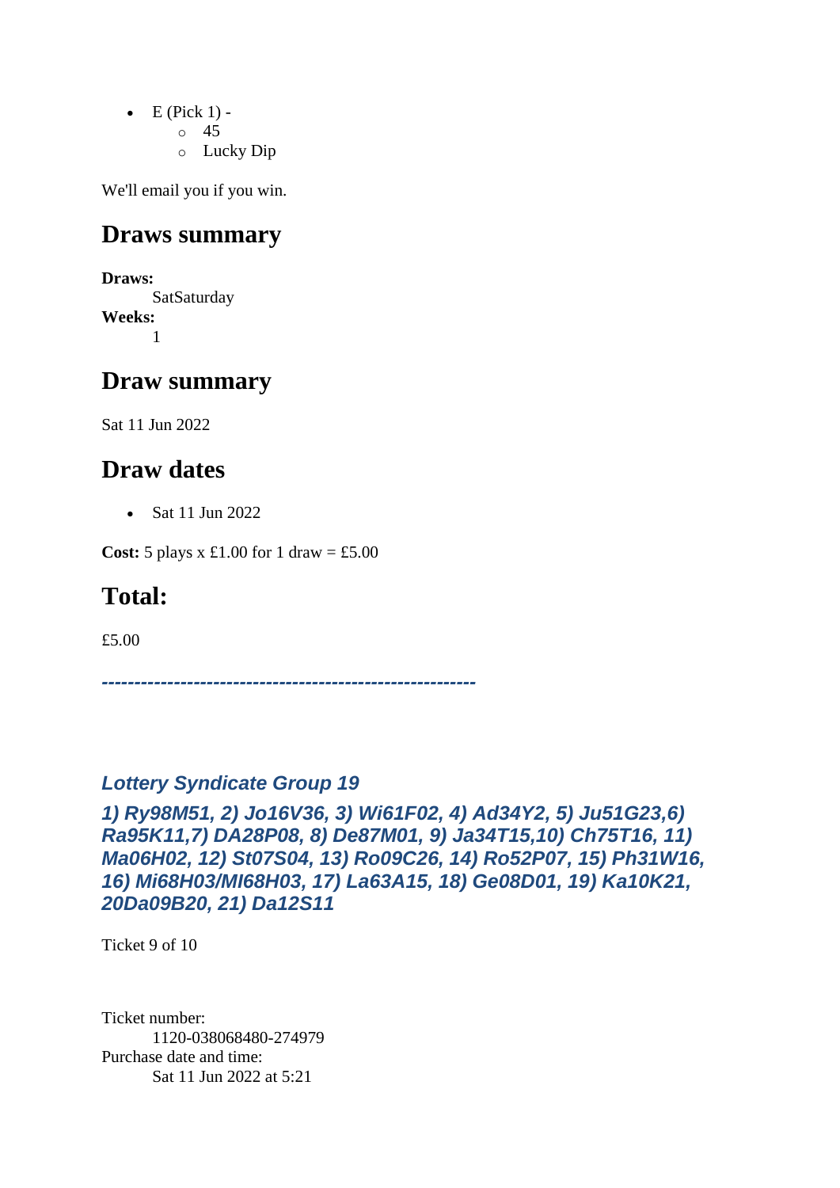- E (Pick 1) -
  - 45
  - Lucky Dip

We'll email you if you win.

## Draws summary

**Draws:**
SatSaturday
**Weeks:**
1

## Draw summary

Sat 11 Jun 2022

## Draw dates

- Sat 11 Jun 2022

**Cost:** 5 plays x £1.00 for 1 draw = £5.00

## Total:

£5.00

***---------------------------------------------------------***

### *Lottery Syndicate Group 19*

### *1) Ry98M51, 2) Jo16V36, 3) Wi61F02, 4) Ad34Y2, 5) Ju51G23,6) Ra95K11,7) DA28P08, 8) De87M01, 9) Ja34T15,10) Ch75T16, 11) Ma06H02, 12) St07S04, 13) Ro09C26, 14) Ro52P07, 15) Ph31W16, 16) Mi68H03/MI68H03, 17) La63A15, 18) Ge08D01, 19) Ka10K21, 20Da09B20, 21) Da12S11*

Ticket 9 of 10

Ticket number:
1120-038068480-274979
Purchase date and time:
Sat 11 Jun 2022 at 5:21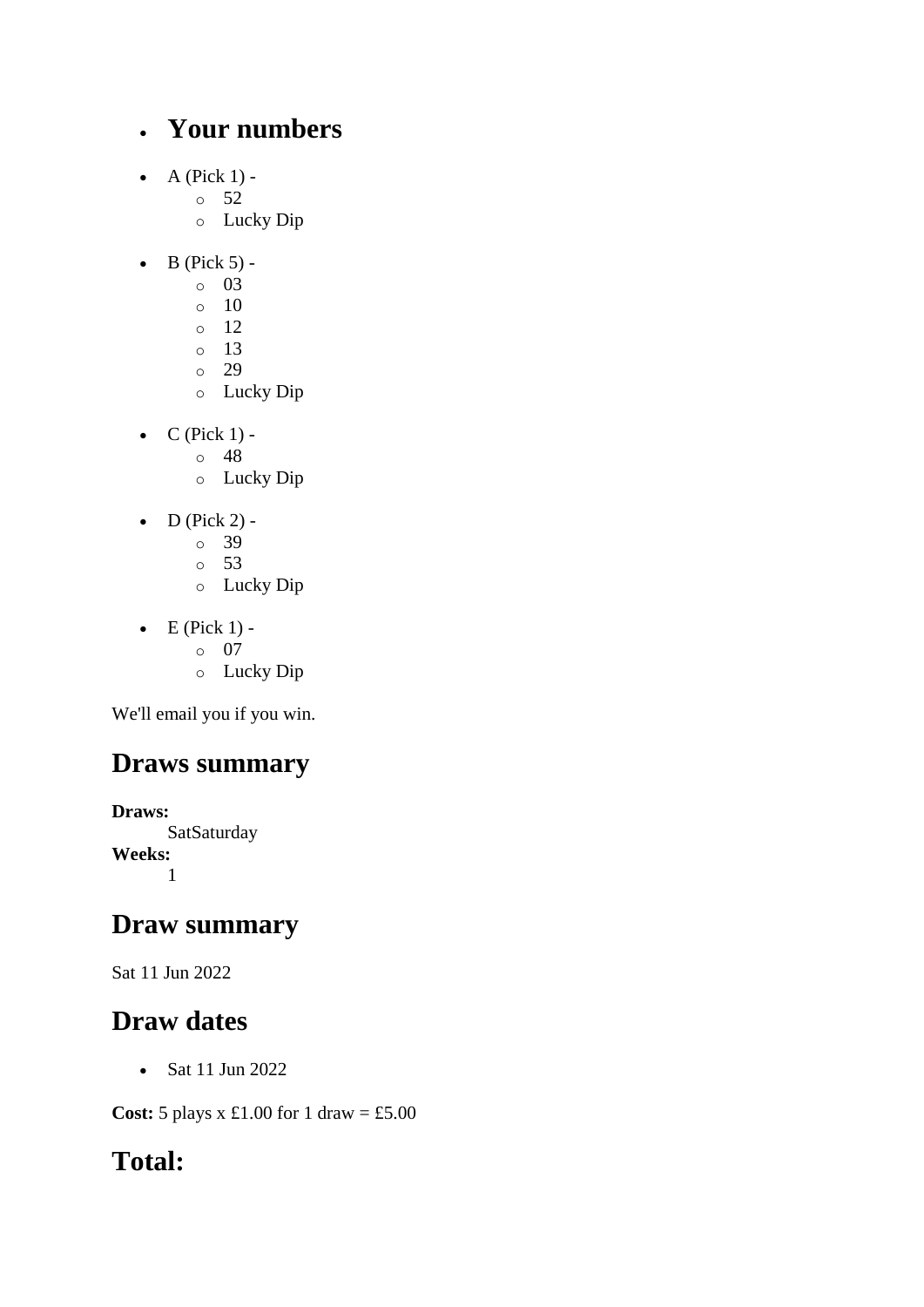- ## Your numbers

- A (Pick 1) -
  - 52
  - Lucky Dip
- B (Pick 5) -
  - 03
  - 10
  - 12
  - 13
  - 29
  - Lucky Dip
- C (Pick 1) -
  - 48
  - Lucky Dip
- D (Pick 2) -
  - 39
  - 53
  - Lucky Dip
- E (Pick 1) -
  - 07
  - Lucky Dip

We'll email you if you win.

## Draws summary

**Draws:**
SatSaturday
**Weeks:**
1

## Draw summary

Sat 11 Jun 2022

## Draw dates

- Sat 11 Jun 2022

**Cost:** 5 plays x £1.00 for 1 draw = £5.00

## Total: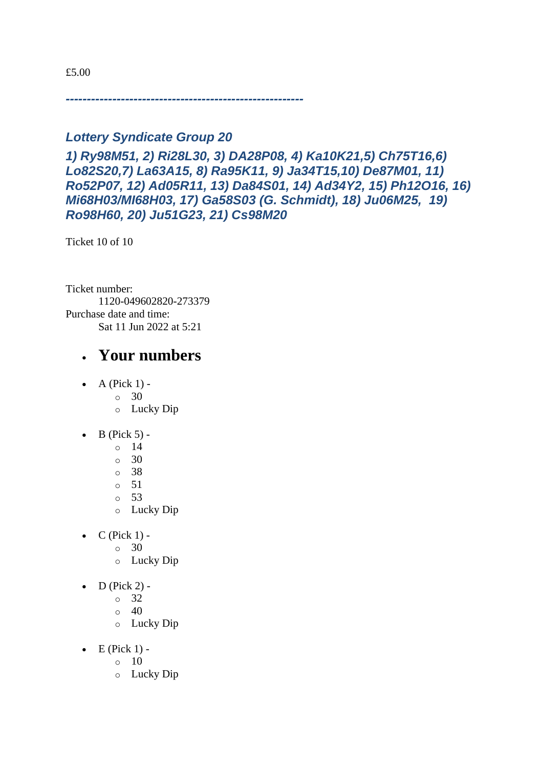£5.00

***--------------------------------------------------------***

### *Lottery Syndicate Group 20*

### *1) Ry98M51, 2) Ri28L30, 3) DA28P08, 4) Ka10K21,5) Ch75T16,6) Lo82S20,7) La63A15, 8) Ra95K11, 9) Ja34T15,10) De87M01, 11) Ro52P07, 12) Ad05R11, 13) Da84S01, 14) Ad34Y2, 15) Ph12O16, 16) Mi68H03/MI68H03, 17) Ga58S03 (G. Schmidt), 18) Ju06M25, 19) Ro98H60, 20) Ju51G23, 21) Cs98M20*

Ticket 10 of 10

Ticket number:
 1120-049602820-273379
Purchase date and time:
 Sat 11 Jun 2022 at 5:21

- ## Your numbers

- A (Pick 1) -
  - 30
  - Lucky Dip

- B (Pick 5) -
  - 14
  - 30
  - 38
  - 51
  - 53
  - Lucky Dip

- C (Pick 1) -
  - 30
  - Lucky Dip

- D (Pick 2) -
  - 32
  - 40
  - Lucky Dip

- E (Pick 1) -
  - 10
  - Lucky Dip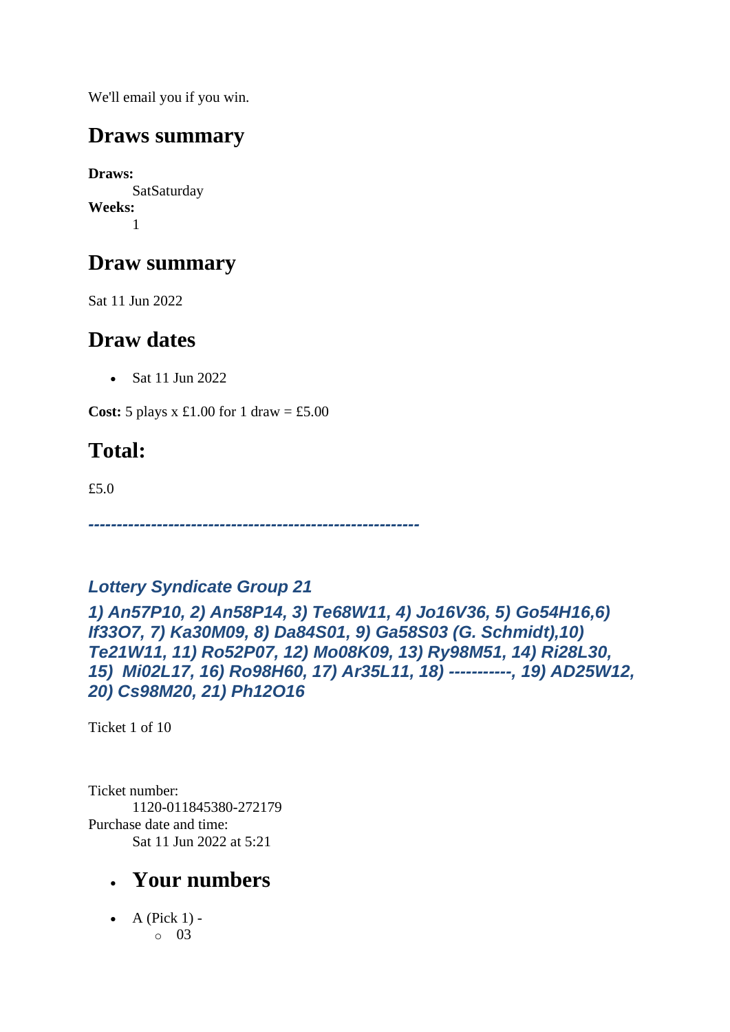We'll email you if you win.

## Draws summary

**Draws:**
SatSaturday
**Weeks:**
1

## Draw summary

Sat 11 Jun 2022

## Draw dates

- Sat 11 Jun 2022

**Cost:** 5 plays x £1.00 for 1 draw = £5.00

## Total:

£5.0

***----------------------------------------------------------***

***Lottery Syndicate Group 21***

***1) An57P10, 2) An58P14, 3) Te68W11, 4) Jo16V36, 5) Go54H16,6) If33O7, 7) Ka30M09, 8) Da84S01, 9) Ga58S03 (G. Schmidt),10) Te21W11, 11) Ro52P07, 12) Mo08K09, 13) Ry98M51, 14) Ri28L30, 15) Mi02L17, 16) Ro98H60, 17) Ar35L11, 18) -----------, 19) AD25W12, 20) Cs98M20, 21) Ph12O16***

Ticket 1 of 10

Ticket number:
1120-011845380-272179
Purchase date and time:
Sat 11 Jun 2022 at 5:21

- ## Your numbers

- A (Pick 1) -
    - 03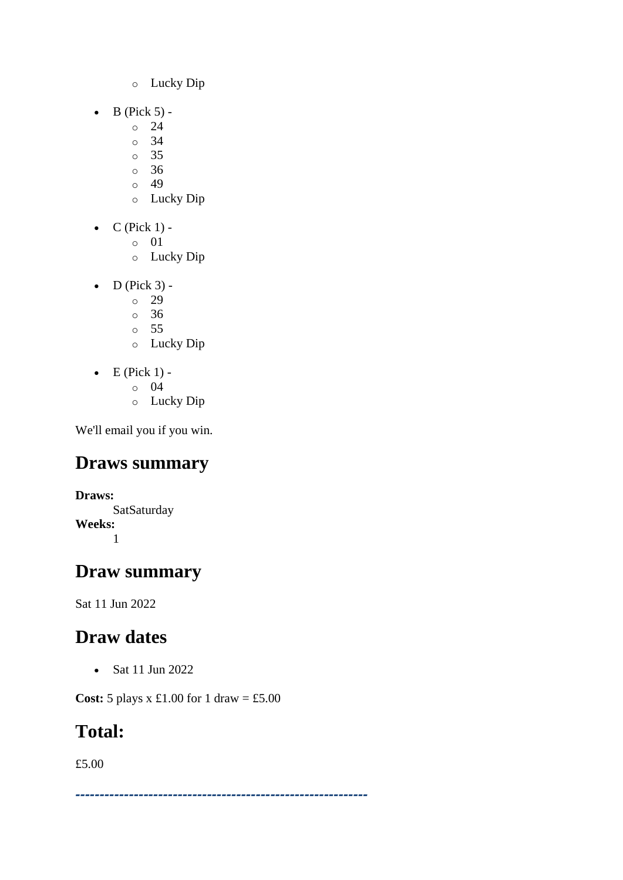- Lucky Dip

- B (Pick 5) -
  - 24
  - 34
  - 35
  - 36
  - 49
  - Lucky Dip

- C (Pick 1) -
  - 01
  - Lucky Dip

- D (Pick 3) -
  - 29
  - 36
  - 55
  - Lucky Dip

- E (Pick 1) -
  - 04
  - Lucky Dip

We'll email you if you win.

## Draws summary

**Draws:**
SatSaturday
**Weeks:**
1

## Draw summary

Sat 11 Jun 2022

## Draw dates

- Sat 11 Jun 2022

**Cost:** 5 plays x £1.00 for 1 draw = £5.00

## Total:

£5.00

------------------------------------------------------------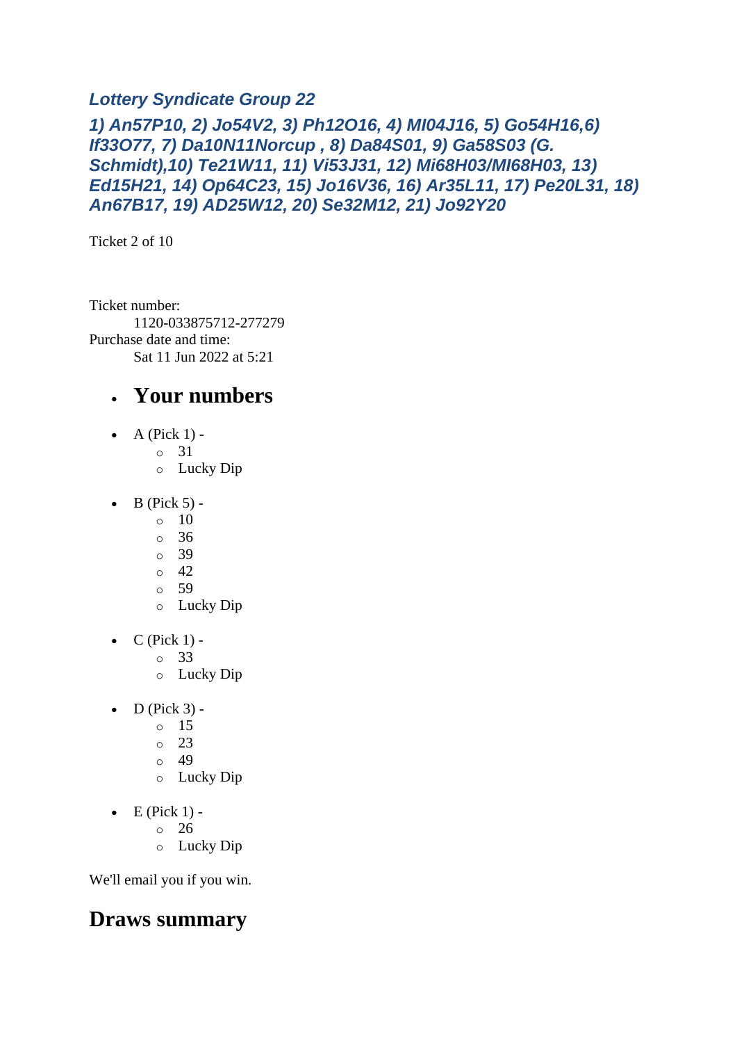### *Lottery Syndicate Group 22*

### *1) An57P10, 2) Jo54V2, 3) Ph12O16, 4) MI04J16, 5) Go54H16,6) If33O77, 7) Da10N11Norcup , 8) Da84S01, 9) Ga58S03 (G. Schmidt),10) Te21W11, 11) Vi53J31, 12) Mi68H03/MI68H03, 13) Ed15H21, 14) Op64C23, 15) Jo16V36, 16) Ar35L11, 17) Pe20L31, 18) An67B17, 19) AD25W12, 20) Se32M12, 21) Jo92Y20*

Ticket 2 of 10

Ticket number:
    1120-033875712-277279
Purchase date and time:
    Sat 11 Jun 2022 at 5:21

- ## Your numbers

- A (Pick 1) -
  - 31
  - Lucky Dip
- B (Pick 5) -
  - 10
  - 36
  - 39
  - 42
  - 59
  - Lucky Dip
- C (Pick 1) -
  - 33
  - Lucky Dip
- D (Pick 3) -
  - 15
  - 23
  - 49
  - Lucky Dip
- E (Pick 1) -
  - 26
  - Lucky Dip

We'll email you if you win.

## Draws summary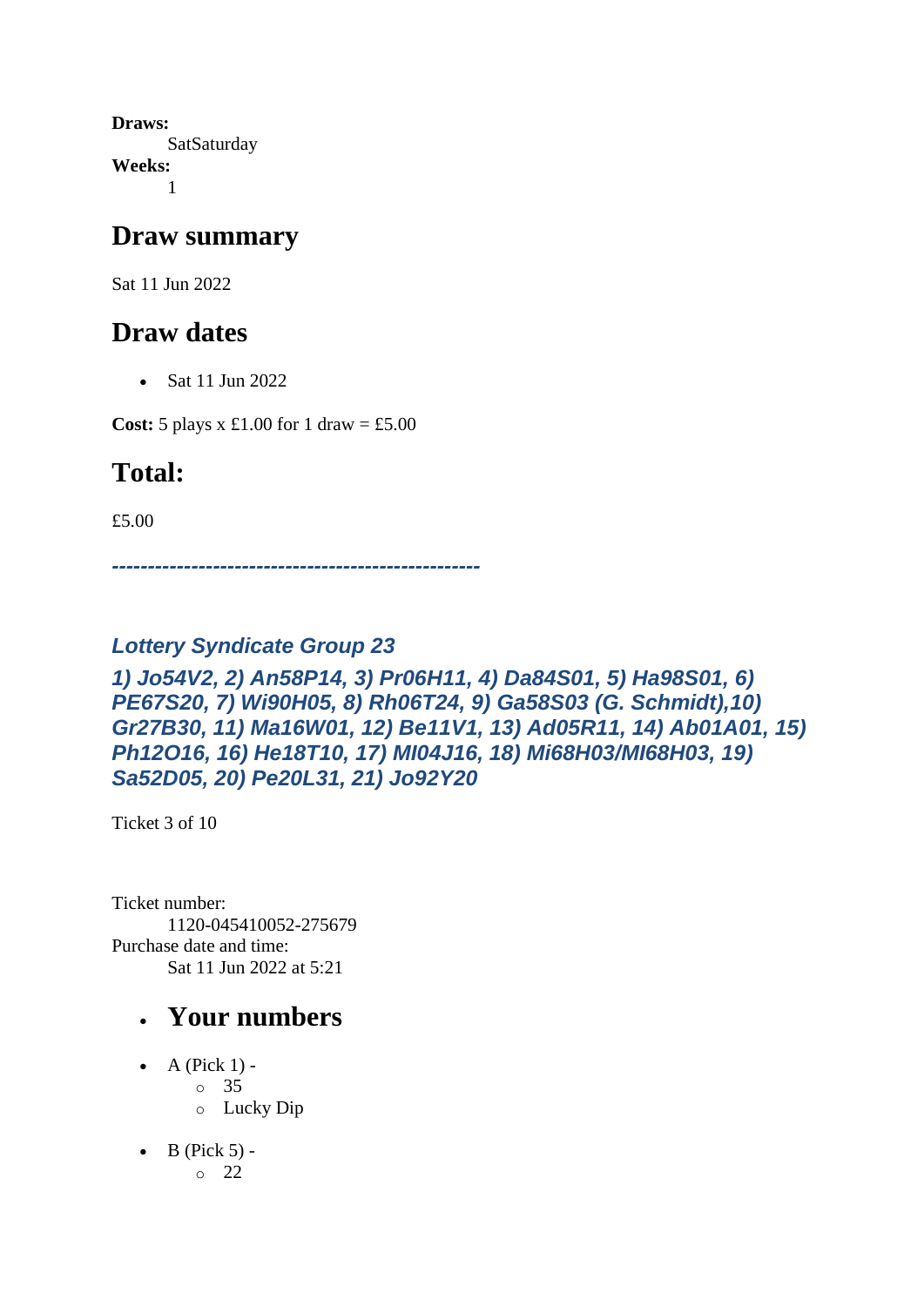**Draws:**
SatSaturday
**Weeks:**
1

## Draw summary

Sat 11 Jun 2022

## Draw dates

- Sat 11 Jun 2022

**Cost:** 5 plays x £1.00 for 1 draw = £5.00

## Total:

£5.00

***--------------------------------------------------***

### *Lottery Syndicate Group 23*

### *1) Jo54V2, 2) An58P14, 3) Pr06H11, 4) Da84S01, 5) Ha98S01, 6) PE67S20, 7) Wi90H05, 8) Rh06T24, 9) Ga58S03 (G. Schmidt),10) Gr27B30, 11) Ma16W01, 12) Be11V1, 13) Ad05R11, 14) Ab01A01, 15) Ph12O16, 16) He18T10, 17) MI04J16, 18) Mi68H03/MI68H03, 19) Sa52D05, 20) Pe20L31, 21) Jo92Y20*

Ticket 3 of 10

Ticket number:
1120-045410052-275679
Purchase date and time:
Sat 11 Jun 2022 at 5:21

- ## Your numbers

- A (Pick 1) -
  - 35
  - Lucky Dip

- B (Pick 5) -
  - 22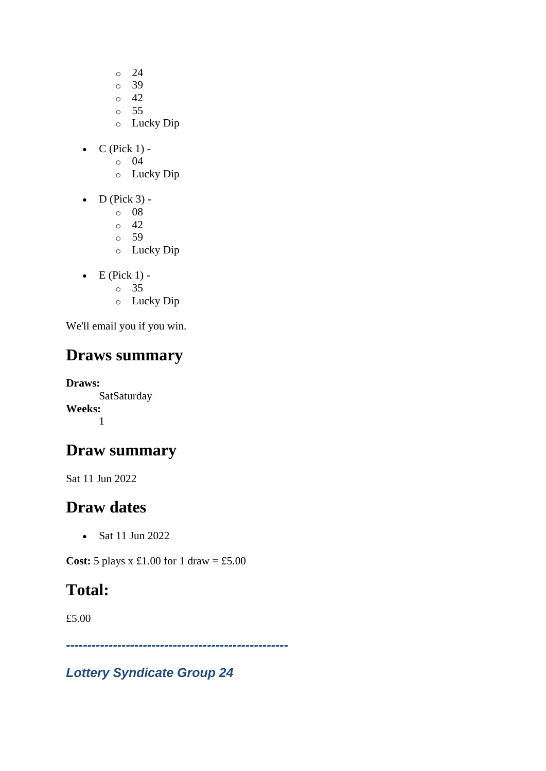- 24
  - 39
  - 42
  - 55
  - Lucky Dip

- C (Pick 1) -
  - 04
  - Lucky Dip

- D (Pick 3) -
  - 08
  - 42
  - 59
  - Lucky Dip

- E (Pick 1) -
  - 35
  - Lucky Dip

We'll email you if you win.

## Draws summary

**Draws:**
: SatSaturday

**Weeks:**
: 1

## Draw summary

Sat 11 Jun 2022

## Draw dates

- Sat 11 Jun 2022

**Cost:** 5 plays x £1.00 for 1 draw = £5.00

## Total:

£5.00

***---------------------------------------------------***

### *Lottery Syndicate Group 24*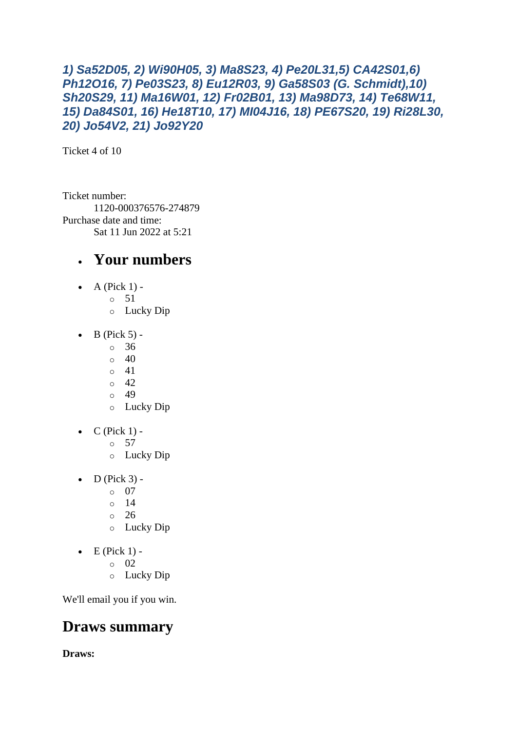***1) Sa52D05, 2) Wi90H05, 3) Ma8S23, 4) Pe20L31,5) CA42S01,6) Ph12O16, 7) Pe03S23, 8) Eu12R03, 9) Ga58S03 (G. Schmidt),10) Sh20S29, 11) Ma16W01, 12) Fr02B01, 13) Ma98D73, 14) Te68W11, 15) Da84S01, 16) He18T10, 17) Ml04J16, 18) PE67S20, 19) Ri28L30, 20) Jo54V2, 21) Jo92Y20***

Ticket 4 of 10

Ticket number:
 1120-000376576-274879
Purchase date and time:
 Sat 11 Jun 2022 at 5:21

- ## Your numbers

- A (Pick 1) -
  - 51
  - Lucky Dip
- B (Pick 5) -
  - 36
  - 40
  - 41
  - 42
  - 49
  - Lucky Dip
- C (Pick 1) -
  - 57
  - Lucky Dip
- D (Pick 3) -
  - 07
  - 14
  - 26
  - Lucky Dip
- E (Pick 1) -
  - 02
  - Lucky Dip

We'll email you if you win.

## Draws summary

**Draws:**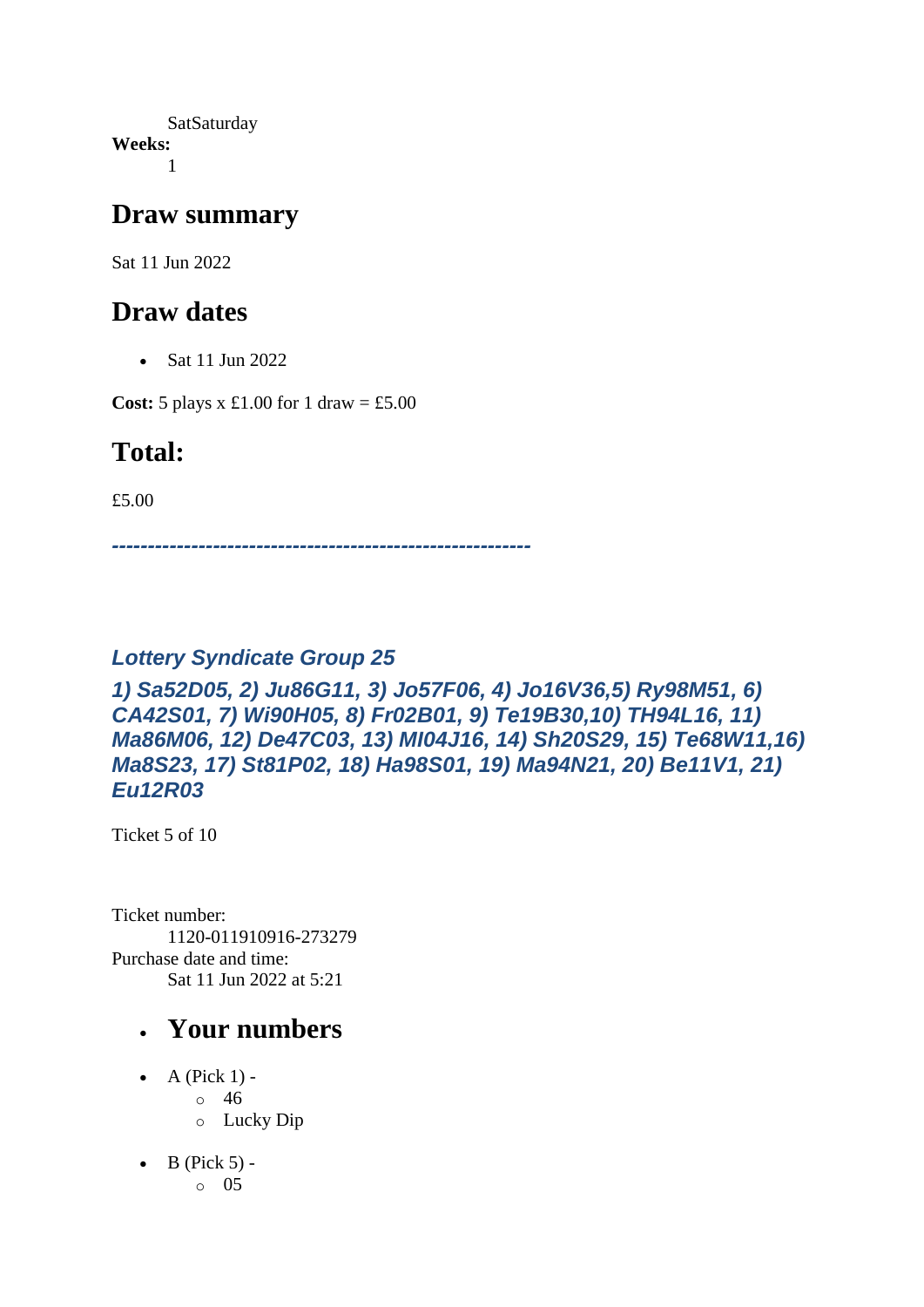SatSaturday

**Weeks:**

1

## Draw summary

Sat 11 Jun 2022

## Draw dates

- Sat 11 Jun 2022

**Cost:** 5 plays x £1.00 for 1 draw = £5.00

## Total:

£5.00

***---------------------------------------------------------***

### *Lottery Syndicate Group 25*

### *1) Sa52D05, 2) Ju86G11, 3) Jo57F06, 4) Jo16V36,5) Ry98M51, 6) CA42S01, 7) Wi90H05, 8) Fr02B01, 9) Te19B30,10) TH94L16, 11) Ma86M06, 12) De47C03, 13) Ml04J16, 14) Sh20S29, 15) Te68W11,16) Ma8S23, 17) St81P02, 18) Ha98S01, 19) Ma94N21, 20) Be11V1, 21) Eu12R03*

Ticket 5 of 10

Ticket number:

1120-011910916-273279

Purchase date and time:

Sat 11 Jun 2022 at 5:21

- ## Your numbers

- A (Pick 1) -
  - 46
  - Lucky Dip
- B (Pick 5) -
  - 05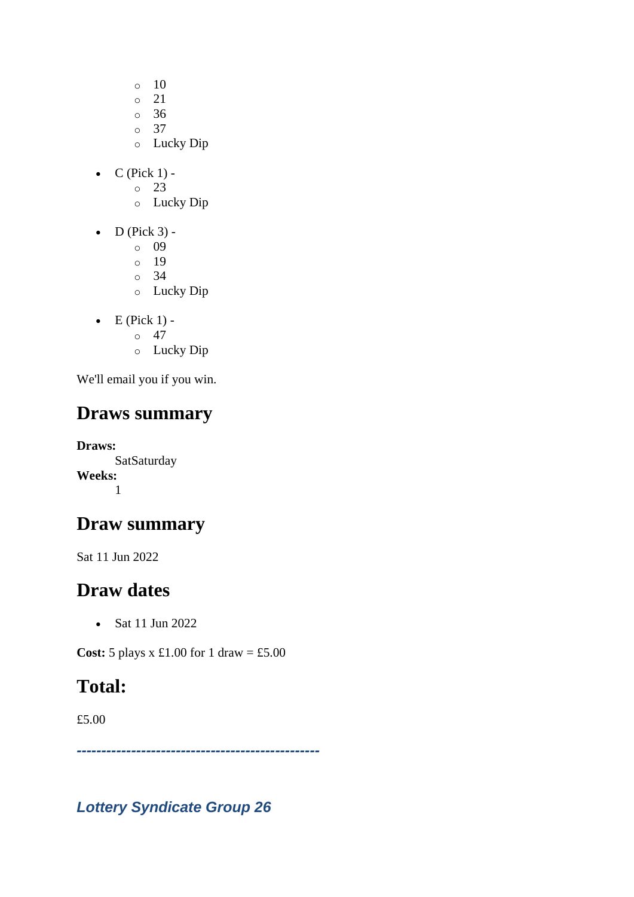- 10
    - 21
    - 36
    - 37
    - Lucky Dip

- C (Pick 1) -
    - 23
    - Lucky Dip

- D (Pick 3) -
    - 09
    - 19
    - 34
    - Lucky Dip

- E (Pick 1) -
    - 47
    - Lucky Dip

We'll email you if you win.

## Draws summary

**Draws:**
    SatSaturday
**Weeks:**
    1

## Draw summary

Sat 11 Jun 2022

## Draw dates

- Sat 11 Jun 2022

**Cost:** 5 plays x £1.00 for 1 draw = £5.00

## Total:

£5.00

***------------------------------------------------***

### ***Lottery Syndicate Group 26***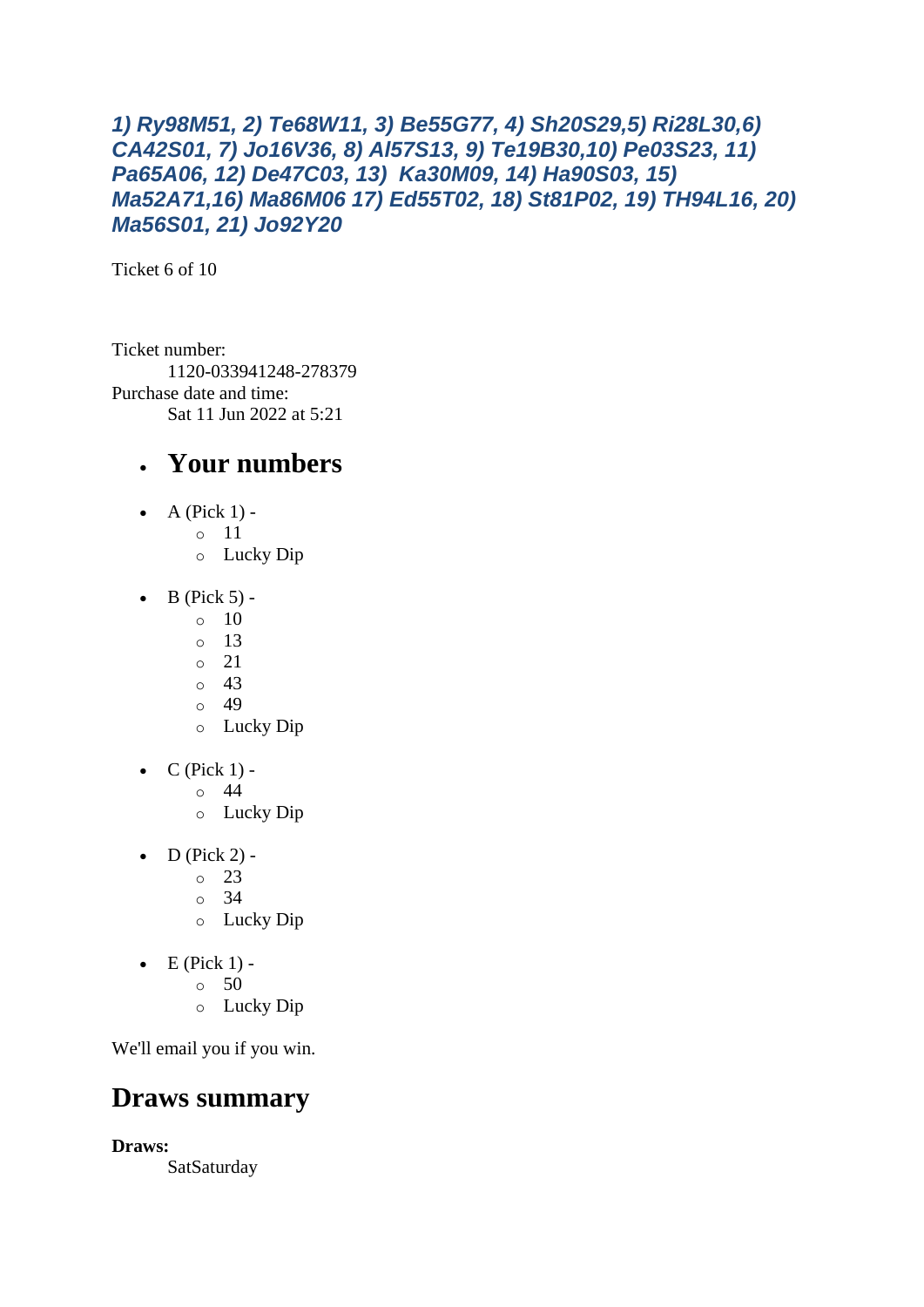***1) Ry98M51, 2) Te68W11, 3) Be55G77, 4) Sh20S29,5) Ri28L30,6) CA42S01, 7) Jo16V36, 8) Al57S13, 9) Te19B30,10) Pe03S23, 11) Pa65A06, 12) De47C03, 13)  Ka30M09, 14) Ha90S03, 15) Ma52A71,16) Ma86M06 17) Ed55T02, 18) St81P02, 19) TH94L16, 20) Ma56S01, 21) Jo92Y20***

Ticket 6 of 10

Ticket number:
    1120-033941248-278379
Purchase date and time:
    Sat 11 Jun 2022 at 5:21

- ## Your numbers

- A (Pick 1) -
    - 11
    - Lucky Dip
- B (Pick 5) -
    - 10
    - 13
    - 21
    - 43
    - 49
    - Lucky Dip
- C (Pick 1) -
    - 44
    - Lucky Dip
- D (Pick 2) -
    - 23
    - 34
    - Lucky Dip
- E (Pick 1) -
    - 50
    - Lucky Dip

We'll email you if you win.

## Draws summary

**Draws:**
    SatSaturday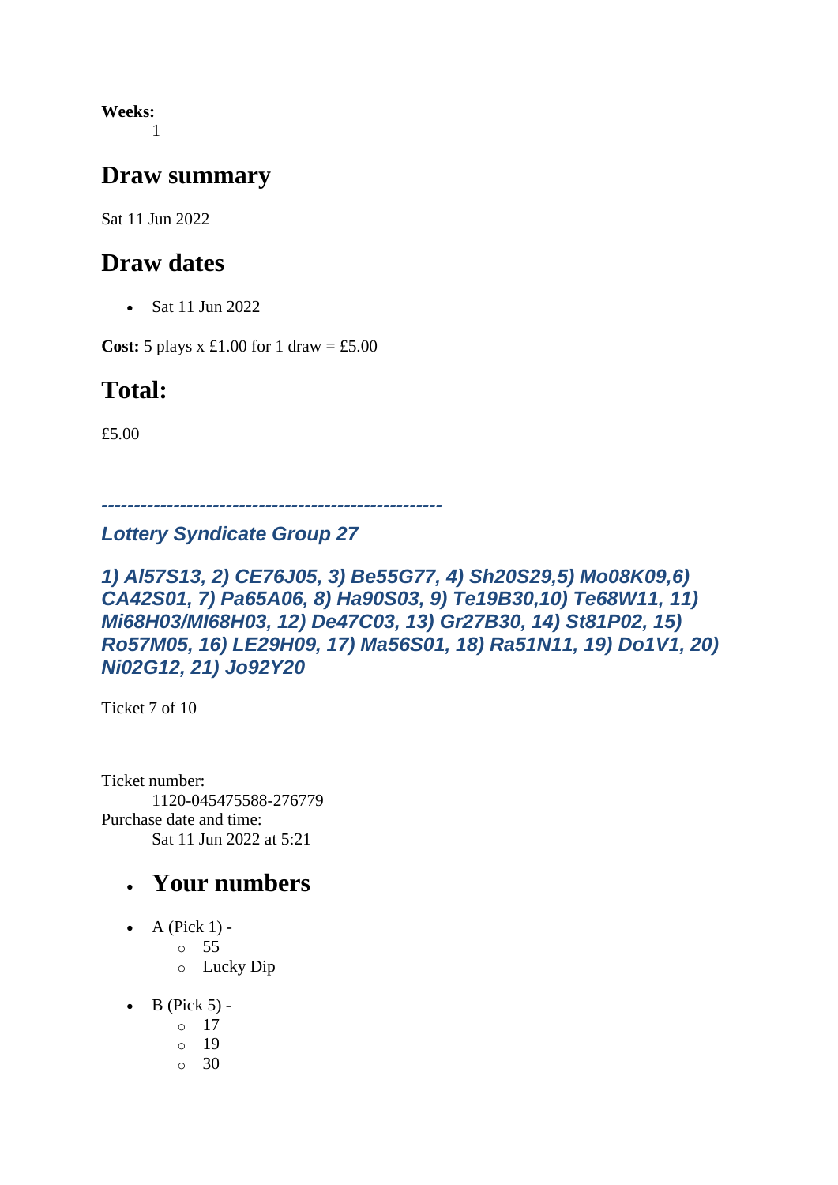**Weeks:**

1

## Draw summary

Sat 11 Jun 2022

## Draw dates

- Sat 11 Jun 2022

**Cost:** 5 plays x £1.00 for 1 draw = £5.00

## Total:

£5.00

***----------------------------------------------------***

***Lottery Syndicate Group 27***

***1) Al57S13, 2) CE76J05, 3) Be55G77, 4) Sh20S29,5) Mo08K09,6) CA42S01, 7) Pa65A06, 8) Ha90S03, 9) Te19B30,10) Te68W11, 11) Mi68H03/MI68H03, 12) De47C03, 13) Gr27B30, 14) St81P02, 15) Ro57M05, 16) LE29H09, 17) Ma56S01, 18) Ra51N11, 19) Do1V1, 20) Ni02G12, 21) Jo92Y20***

Ticket 7 of 10

Ticket number:
1120-045475588-276779

Purchase date and time:
Sat 11 Jun 2022 at 5:21

- ## Your numbers

- A (Pick 1) -
  - 55
  - Lucky Dip
- B (Pick 5) -
  - 17
  - 19
  - 30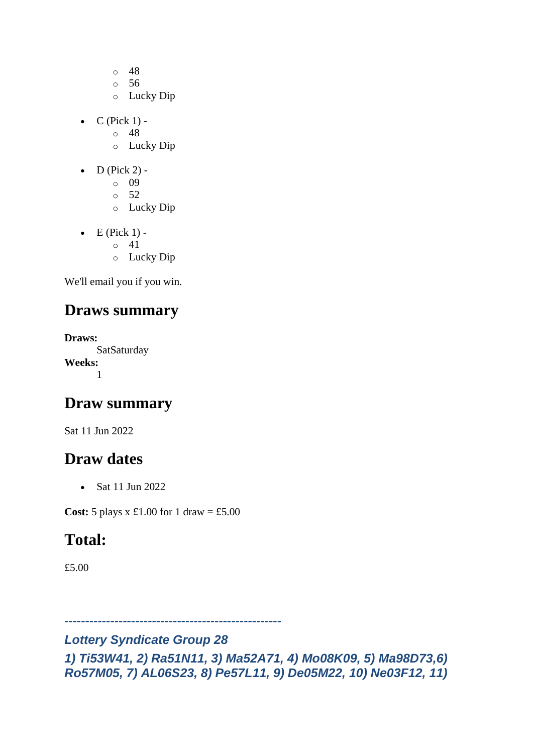- 48
  - 56
  - Lucky Dip

- C (Pick 1) -
  - 48
  - Lucky Dip
- D (Pick 2) -
  - 09
  - 52
  - Lucky Dip
- E (Pick 1) -
  - 41
  - Lucky Dip

We'll email you if you win.

## Draws summary

**Draws:**
SatSaturday
**Weeks:**
1

## Draw summary

Sat 11 Jun 2022

## Draw dates

- Sat 11 Jun 2022

**Cost:** 5 plays x £1.00 for 1 draw = £5.00

## Total:

£5.00

***-----------------------------------------------------***

***Lottery Syndicate Group 28***

***1) Ti53W41, 2) Ra51N11, 3) Ma52A71, 4) Mo08K09, 5) Ma98D73,6) Ro57M05, 7) AL06S23, 8) Pe57L11, 9) De05M22, 10) Ne03F12, 11)***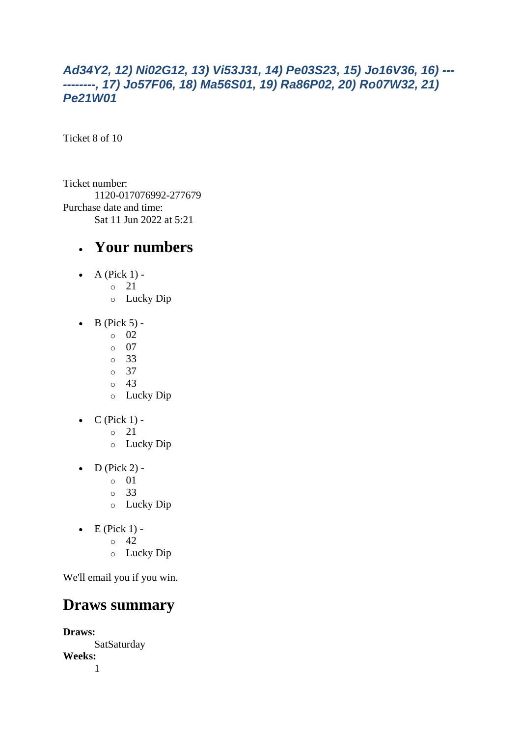### *Ad34Y2, 12) Ni02G12, 13) Vi53J31, 14) Pe03S23, 15) Jo16V36, 16) ----------, 17) Jo57F06, 18) Ma56S01, 19) Ra86P02, 20) Ro07W32, 21) Pe21W01*

Ticket 8 of 10

Ticket number:
: 1120-017076992-277679

Purchase date and time:
: Sat 11 Jun 2022 at 5:21

- ## Your numbers

- A (Pick 1) -
  - 21
  - Lucky Dip
- B (Pick 5) -
  - 02
  - 07
  - 33
  - 37
  - 43
  - Lucky Dip
- C (Pick 1) -
  - 21
  - Lucky Dip
- D (Pick 2) -
  - 01
  - 33
  - Lucky Dip
- E (Pick 1) -
  - 42
  - Lucky Dip

We'll email you if you win.

## Draws summary

**Draws:**
: SatSaturday

**Weeks:**
: 1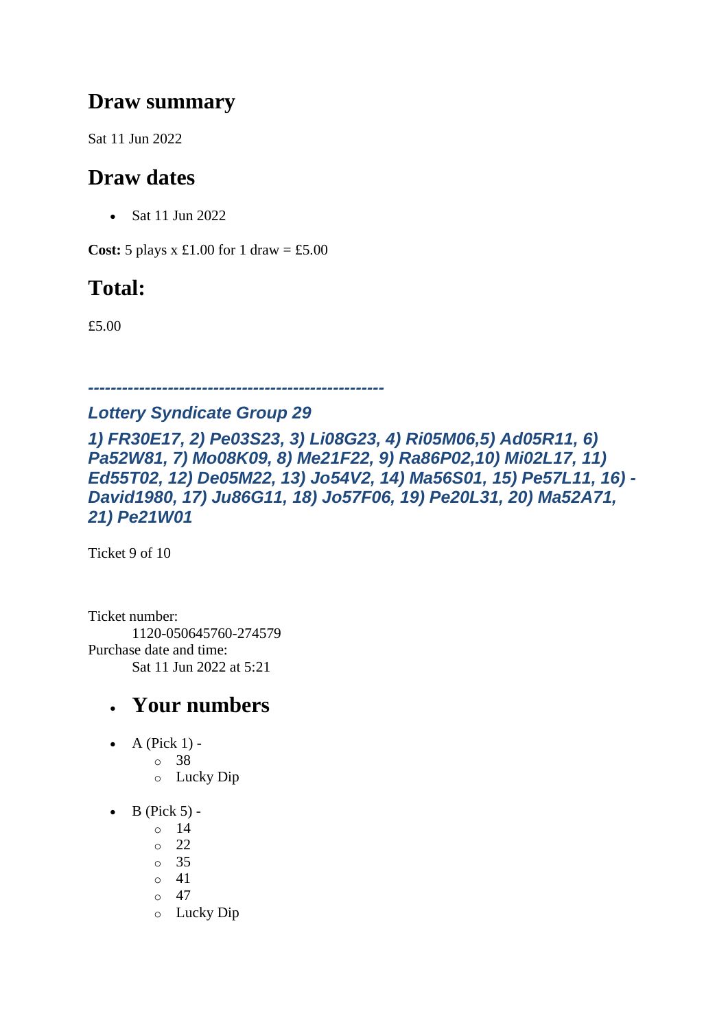## Draw summary

Sat 11 Jun 2022

## Draw dates

- Sat 11 Jun 2022

**Cost:** 5 plays x £1.00 for 1 draw = £5.00

## Total:

£5.00

***----------------------------------------------------***

### *Lottery Syndicate Group 29*

### *1) FR30E17, 2) Pe03S23, 3) Li08G23, 4) Ri05M06,5) Ad05R11, 6) Pa52W81, 7) Mo08K09, 8) Me21F22, 9) Ra86P02,10) Mi02L17, 11) Ed55T02, 12) De05M22, 13) Jo54V2, 14) Ma56S01, 15) Pe57L11, 16) - David1980, 17) Ju86G11, 18) Jo57F06, 19) Pe20L31, 20) Ma52A71, 21) Pe21W01*

Ticket 9 of 10

Ticket number:
 1120-050645760-274579
Purchase date and time:
 Sat 11 Jun 2022 at 5:21

- ## Your numbers

- A (Pick 1) -
  - 38
  - Lucky Dip
- B (Pick 5) -
  - 14
  - 22
  - 35
  - 41
  - 47
  - Lucky Dip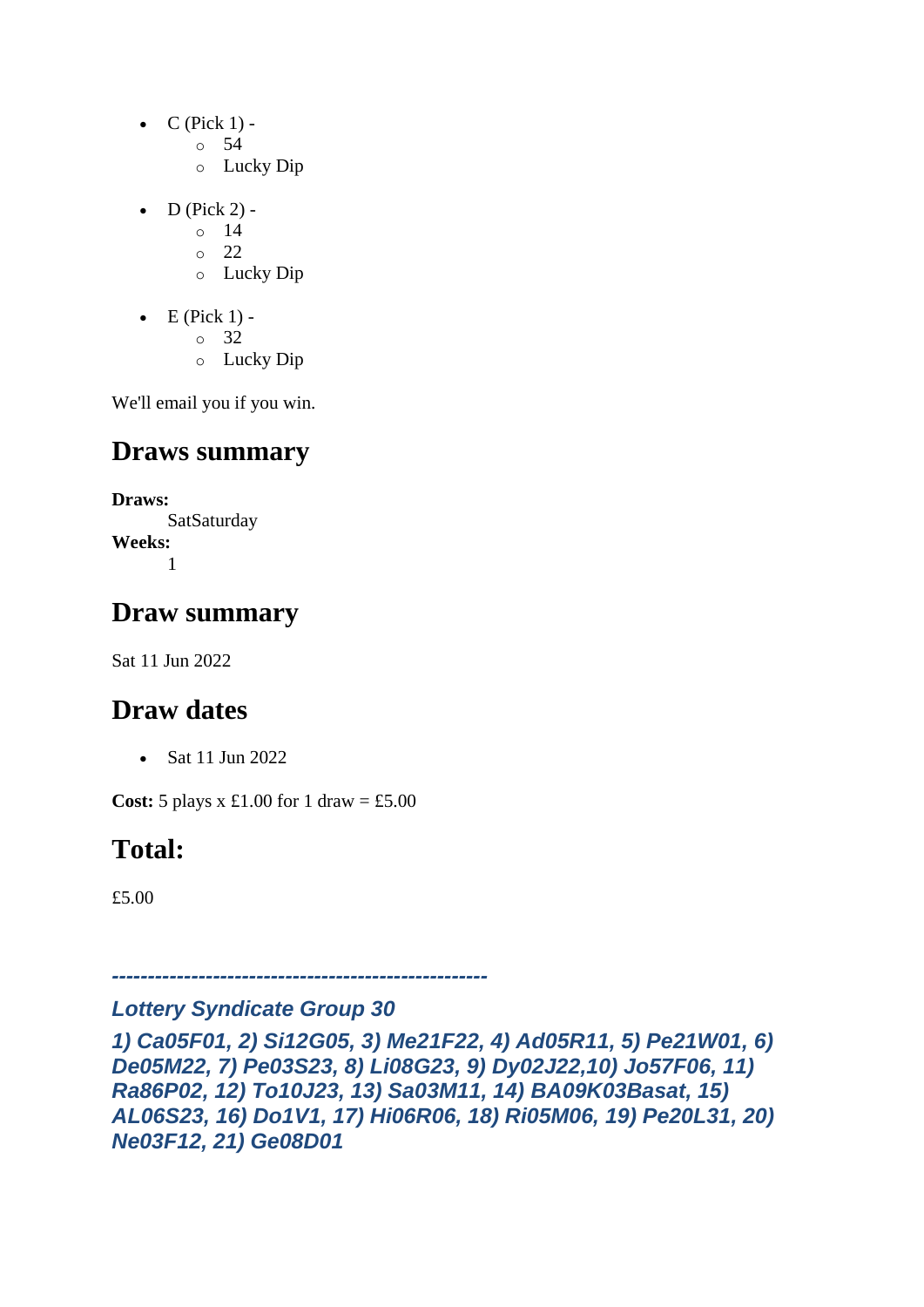- C (Pick 1) -
    - 54
    - Lucky Dip
- D (Pick 2) -
    - 14
    - 22
    - Lucky Dip
- E (Pick 1) -
    - 32
    - Lucky Dip

We'll email you if you win.

## Draws summary

**Draws:**
SatSaturday
**Weeks:**
1

## Draw summary

Sat 11 Jun 2022

## Draw dates

- Sat 11 Jun 2022

**Cost:** 5 plays x £1.00 for 1 draw = £5.00

## Total:

£5.00

***----------------------------------------------------***

***Lottery Syndicate Group 30***

***1) Ca05F01, 2) Si12G05, 3) Me21F22, 4) Ad05R11, 5) Pe21W01, 6) De05M22, 7) Pe03S23, 8) Li08G23, 9) Dy02J22,10) Jo57F06, 11) Ra86P02, 12) To10J23, 13) Sa03M11, 14) BA09K03Basat, 15) AL06S23, 16) Do1V1, 17) Hi06R06, 18) Ri05M06, 19) Pe20L31, 20) Ne03F12, 21) Ge08D01***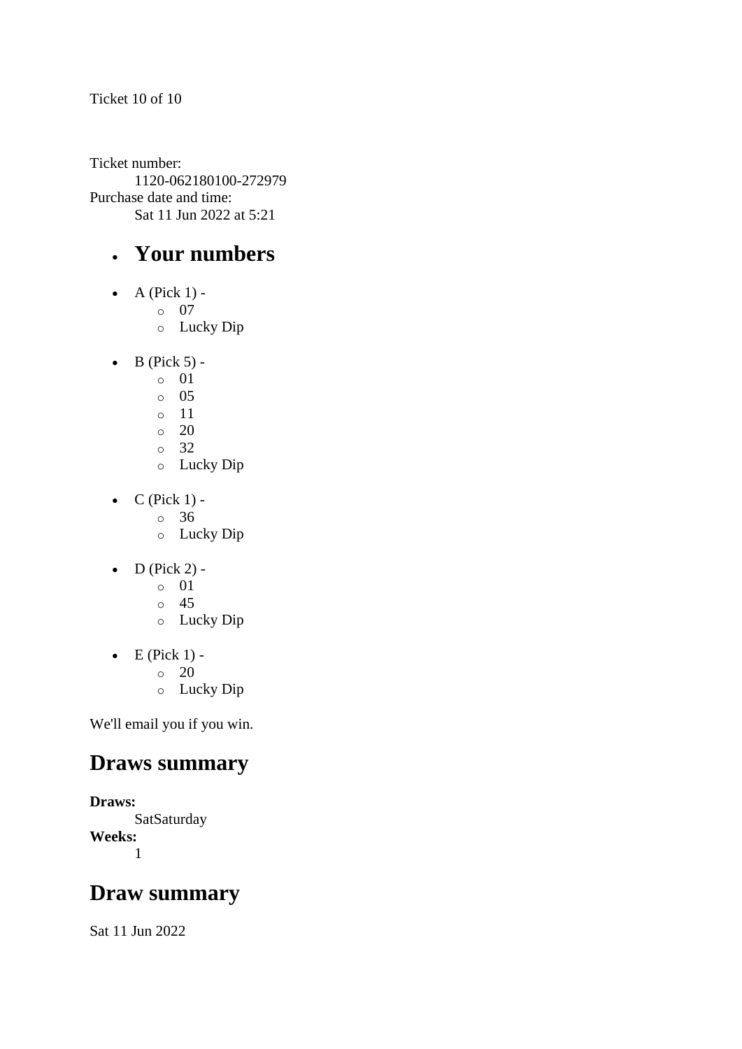Ticket 10 of 10

Ticket number:
    1120-062180100-272979
Purchase date and time:
    Sat 11 Jun 2022 at 5:21

- ## Your numbers

- A (Pick 1) -
  - 07
  - Lucky Dip

- B (Pick 5) -
  - 01
  - 05
  - 11
  - 20
  - 32
  - Lucky Dip

- C (Pick 1) -
  - 36
  - Lucky Dip

- D (Pick 2) -
  - 01
  - 45
  - Lucky Dip

- E (Pick 1) -
  - 20
  - Lucky Dip

We'll email you if you win.

## Draws summary

**Draws:**
    SatSaturday
**Weeks:**
    1

## Draw summary

Sat 11 Jun 2022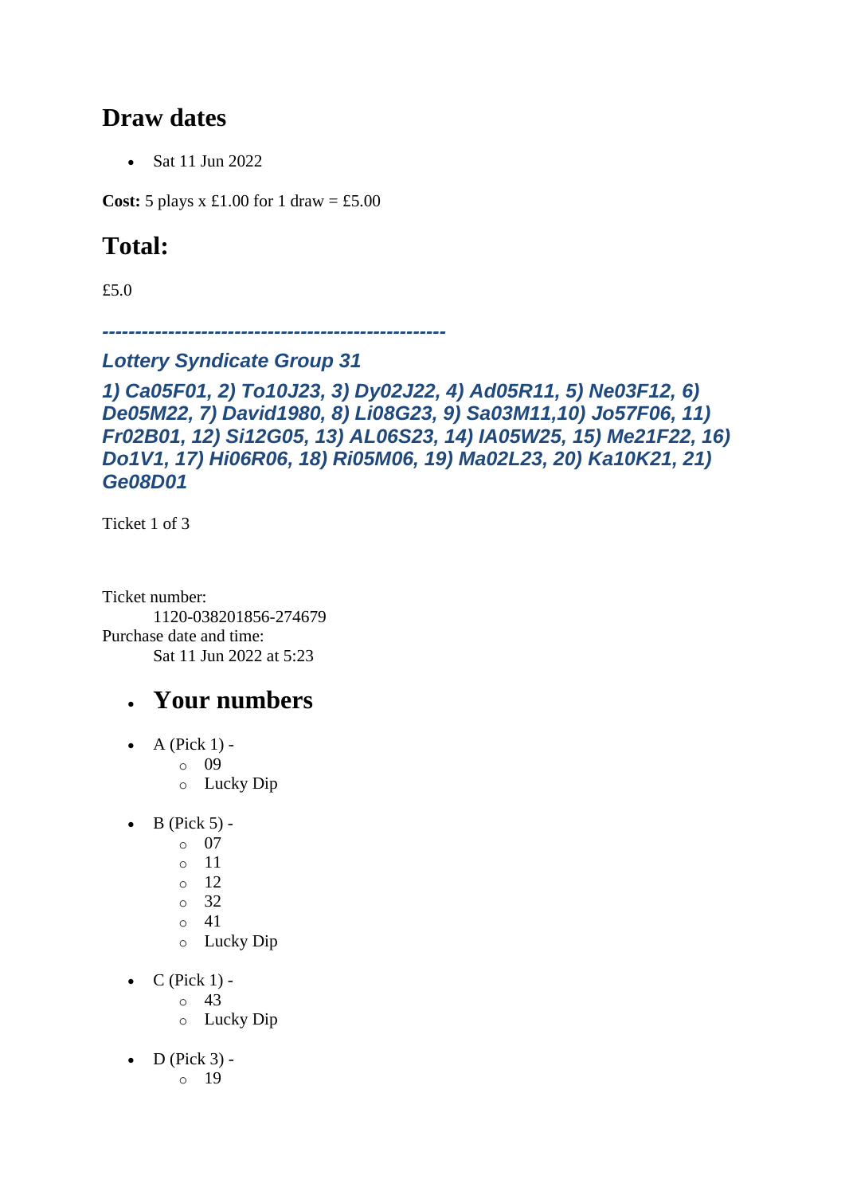## Draw dates

- Sat 11 Jun 2022

**Cost:** 5 plays x £1.00 for 1 draw = £5.00

## Total:

£5.0

### *---------------------------------------------------*

### *Lottery Syndicate Group 31*

### *1) Ca05F01, 2) To10J23, 3) Dy02J22, 4) Ad05R11, 5) Ne03F12, 6) De05M22, 7) David1980, 8) Li08G23, 9) Sa03M11,10) Jo57F06, 11) Fr02B01, 12) Si12G05, 13) AL06S23, 14) IA05W25, 15) Me21F22, 16) Do1V1, 17) Hi06R06, 18) Ri05M06, 19) Ma02L23, 20) Ka10K21, 21) Ge08D01*

Ticket 1 of 3

Ticket number:
    1120-038201856-274679
Purchase date and time:
    Sat 11 Jun 2022 at 5:23

- ## Your numbers

- A (Pick 1) -
  - 09
  - Lucky Dip
- B (Pick 5) -
  - 07
  - 11
  - 12
  - 32
  - 41
  - Lucky Dip
- C (Pick 1) -
  - 43
  - Lucky Dip
- D (Pick 3) -
  - 19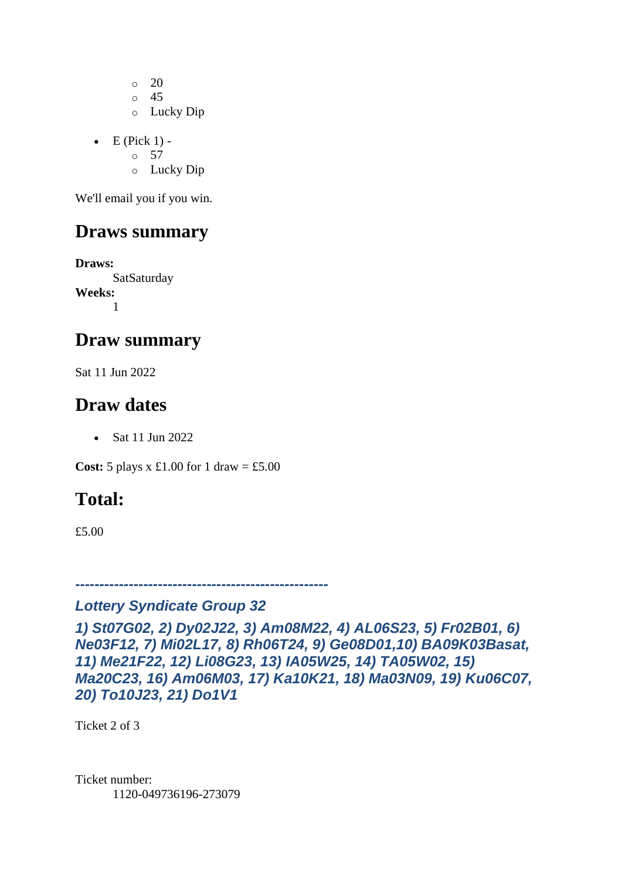- 20
  - 45
  - Lucky Dip

- E (Pick 1) -
  - 57
  - Lucky Dip

We'll email you if you win.

## Draws summary

**Draws:**
SatSaturday
**Weeks:**
1

## Draw summary

Sat 11 Jun 2022

## Draw dates

- Sat 11 Jun 2022

**Cost:** 5 plays x £1.00 for 1 draw = £5.00

## Total:

£5.00

***----------------------------------------------------***

***Lottery Syndicate Group 32***

***1) St07G02, 2) Dy02J22, 3) Am08M22, 4) AL06S23, 5) Fr02B01, 6) Ne03F12, 7) Mi02L17, 8) Rh06T24, 9) Ge08D01,10) BA09K03Basat, 11) Me21F22, 12) Li08G23, 13) IA05W25, 14) TA05W02, 15) Ma20C23, 16) Am06M03, 17) Ka10K21, 18) Ma03N09, 19) Ku06C07, 20) To10J23, 21) Do1V1***

Ticket 2 of 3

Ticket number:
1120-049736196-273079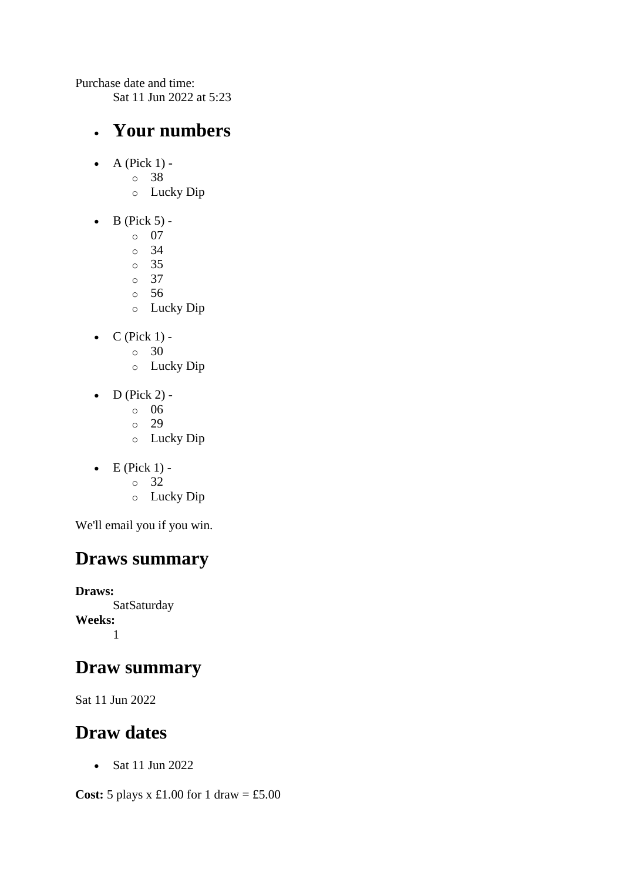Purchase date and time:
Sat 11 Jun 2022 at 5:23

- **Your numbers**

- A (Pick 1) -
  - 38
  - Lucky Dip
- B (Pick 5) -
  - 07
  - 34
  - 35
  - 37
  - 56
  - Lucky Dip
- C (Pick 1) -
  - 30
  - Lucky Dip
- D (Pick 2) -
  - 06
  - 29
  - Lucky Dip
- E (Pick 1) -
  - 32
  - Lucky Dip

We'll email you if you win.

## Draws summary

**Draws:**
SatSaturday
**Weeks:**
1

## Draw summary

Sat 11 Jun 2022

## Draw dates

- Sat 11 Jun 2022

**Cost:** 5 plays x £1.00 for 1 draw = £5.00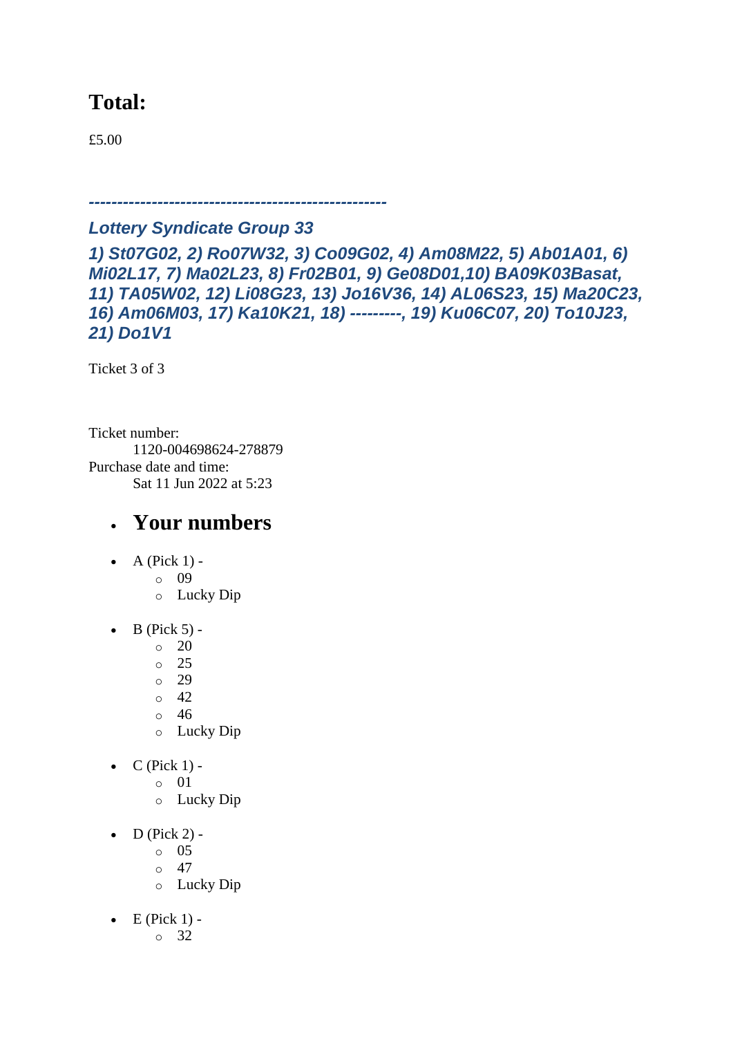# Total:

£5.00

*---------------------------------------------------*

### *Lottery Syndicate Group 33*

### *1) St07G02, 2) Ro07W32, 3) Co09G02, 4) Am08M22, 5) Ab01A01, 6) Mi02L17, 7) Ma02L23, 8) Fr02B01, 9) Ge08D01,10) BA09K03Basat, 11) TA05W02, 12) Li08G23, 13) Jo16V36, 14) AL06S23, 15) Ma20C23, 16) Am06M03, 17) Ka10K21, 18) ---------, 19) Ku06C07, 20) To10J23, 21) Do1V1*

Ticket 3 of 3

Ticket number:
    1120-004698624-278879
Purchase date and time:
    Sat 11 Jun 2022 at 5:23

- # Your numbers

- A (Pick 1) -
  - 09
  - Lucky Dip
- B (Pick 5) -
  - 20
  - 25
  - 29
  - 42
  - 46
  - Lucky Dip
- C (Pick 1) -
  - 01
  - Lucky Dip
- D (Pick 2) -
  - 05
  - 47
  - Lucky Dip
- E (Pick 1) -
  - 32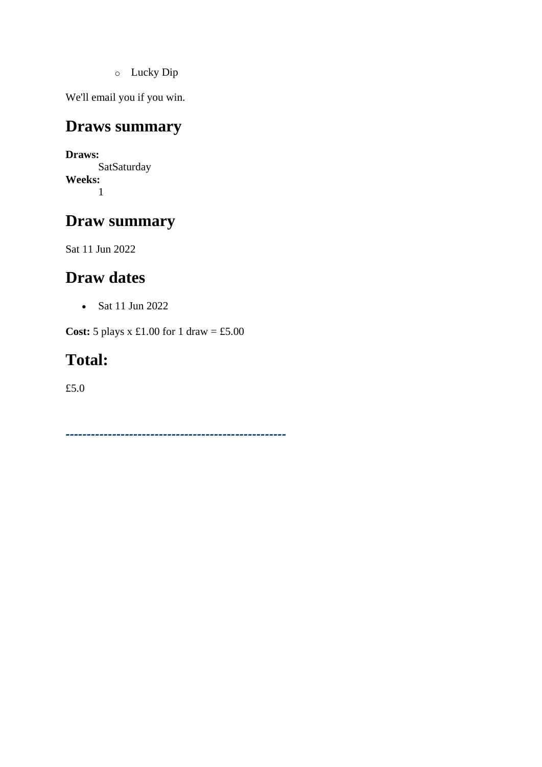- Lucky Dip

We'll email you if you win.

## Draws summary

**Draws:**
SatSaturday
**Weeks:**
1

## Draw summary

Sat 11 Jun 2022

## Draw dates

- Sat 11 Jun 2022

**Cost:** 5 plays x £1.00 for 1 draw = £5.00

## Total:

£5.0

---------------------------------------------------